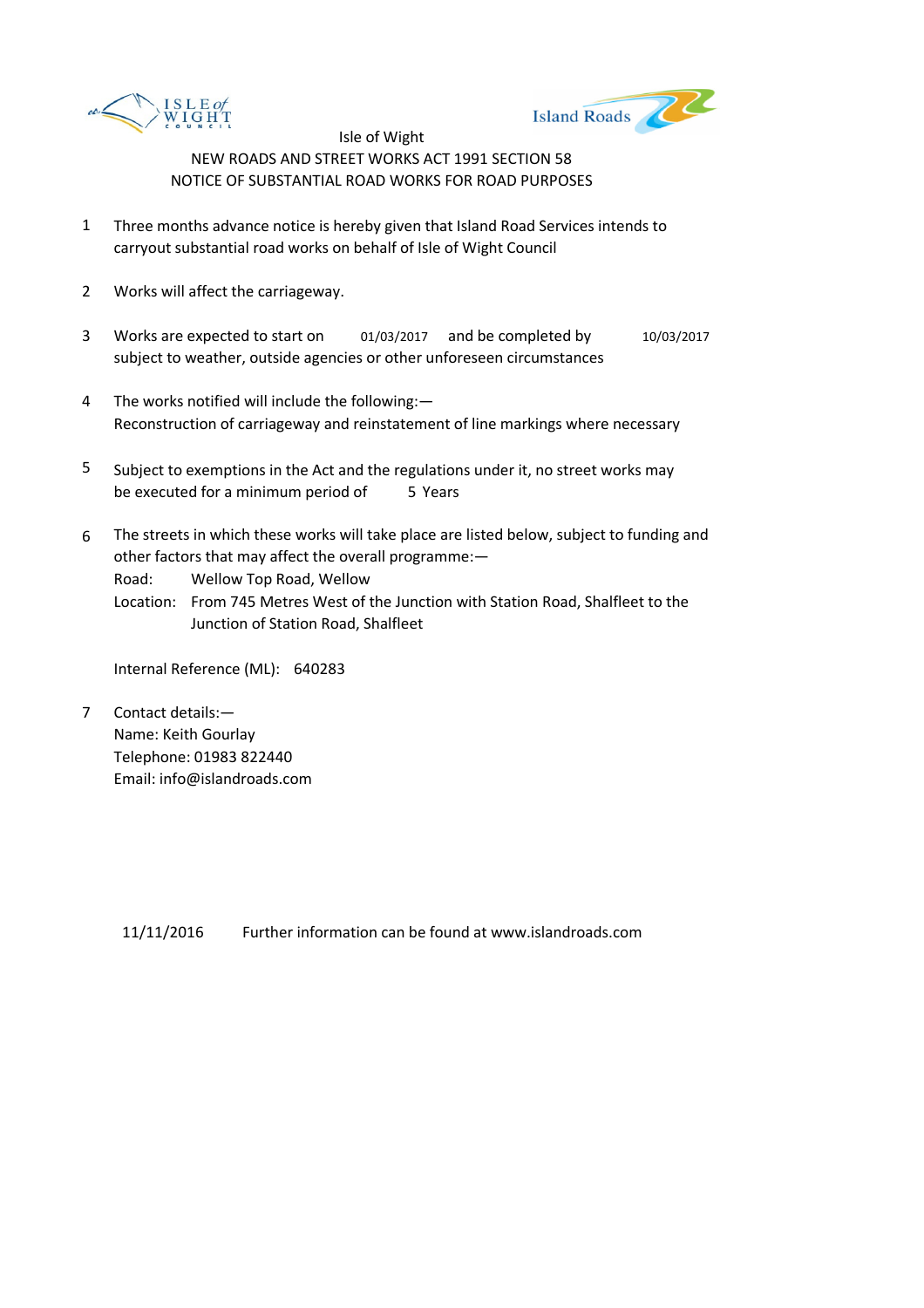Isle of Wight

NEW ROADS AND STREET WORKS ACT 1991 SECTION 58

NOTICE OF SUBSTANTIAL ROAD WORKS FOR ROAD PURPOSES

1. Three months advance notice is hereby given that Island Road Services intends to carryout substantial road works on behalf of Isle of Wight Council

2. Works will affect the carriageway.

3. Works are expected to start on 01/03/2017 and be completed by 10/03/2017 subject to weather, outside agencies or other unforeseen circumstances

4. The works notified will include the following:—
   Reconstruction of carriageway and reinstatement of line markings where necessary

5. Subject to exemptions in the Act and the regulations under it, no street works may be executed for a minimum period of 5 Years

6. The streets in which these works will take place are listed below, subject to funding and other factors that may affect the overall programme:—
   Road: Wellow Top Road, Wellow
   Location: From 745 Metres West of the Junction with Station Road, Shalfleet to the Junction of Station Road, Shalfleet

   Internal Reference (ML): 640283

7. Contact details:—
   Name: Keith Gourlay
   Telephone: 01983 822440
   Email: info@islandroads.com

11/11/2016 Further information can be found at www.islandroads.com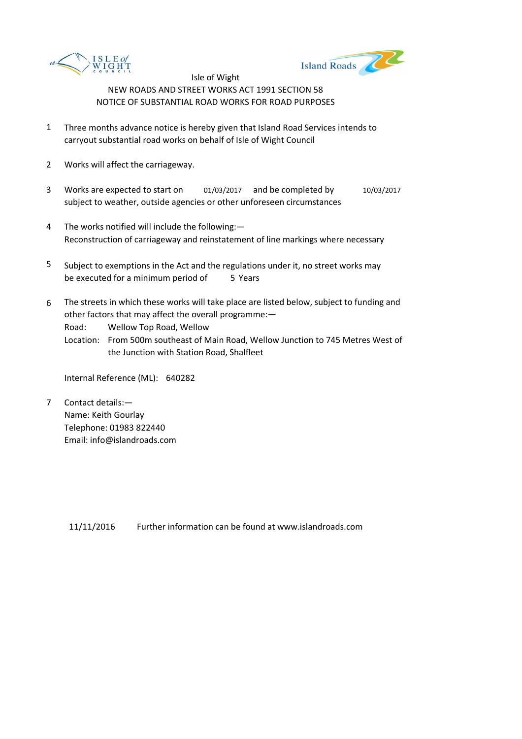Isle of Wight

NEW ROADS AND STREET WORKS ACT 1991 SECTION 58

NOTICE OF SUBSTANTIAL ROAD WORKS FOR ROAD PURPOSES

1. Three months advance notice is hereby given that Island Road Services intends to carryout substantial road works on behalf of Isle of Wight Council

2. Works will affect the carriageway.

3. Works are expected to start on 01/03/2017 and be completed by 10/03/2017 subject to weather, outside agencies or other unforeseen circumstances

4. The works notified will include the following:—
   Reconstruction of carriageway and reinstatement of line markings where necessary

5. Subject to exemptions in the Act and the regulations under it, no street works may be executed for a minimum period of 5 Years

6. The streets in which these works will take place are listed below, subject to funding and other factors that may affect the overall programme:—
   Road: Wellow Top Road, Wellow
   Location: From 500m southeast of Main Road, Wellow Junction to 745 Metres West of the Junction with Station Road, Shalfleet

   Internal Reference (ML): 640282

7. Contact details:—
   Name: Keith Gourlay
   Telephone: 01983 822440
   Email: info@islandroads.com

11/11/2016 Further information can be found at www.islandroads.com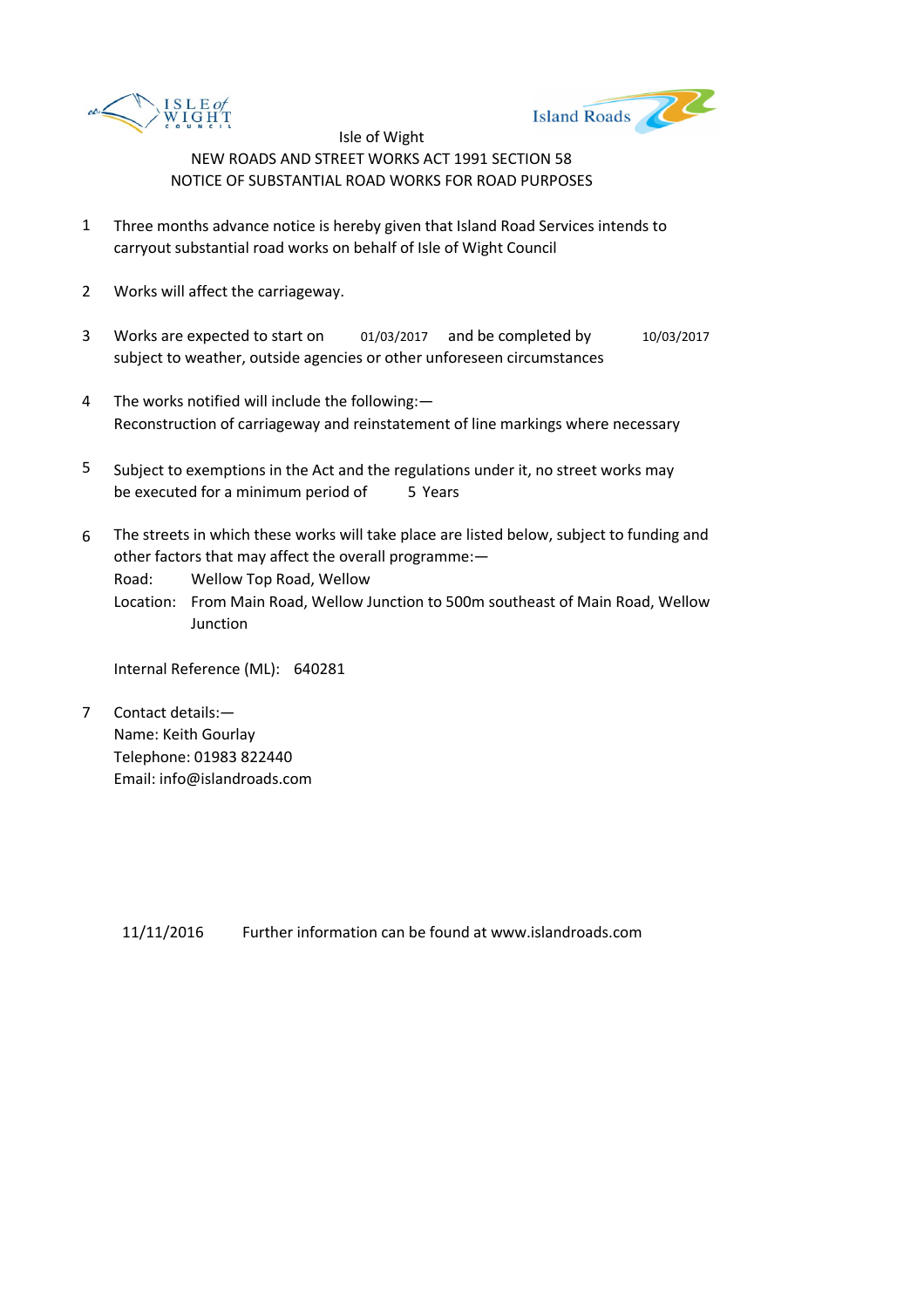ISLE of WIGHT COUNCIL

Island Roads

Isle of Wight

NEW ROADS AND STREET WORKS ACT 1991 SECTION 58

NOTICE OF SUBSTANTIAL ROAD WORKS FOR ROAD PURPOSES

1. Three months advance notice is hereby given that Island Road Services intends to carryout substantial road works on behalf of Isle of Wight Council

2. Works will affect the carriageway.

3. Works are expected to start on 01/03/2017 and be completed by 10/03/2017 subject to weather, outside agencies or other unforeseen circumstances

4. The works notified will include the following:—
   Reconstruction of carriageway and reinstatement of line markings where necessary

5. Subject to exemptions in the Act and the regulations under it, no street works may be executed for a minimum period of 5 Years

6. The streets in which these works will take place are listed below, subject to funding and other factors that may affect the overall programme:—
   Road: Wellow Top Road, Wellow
   Location: From Main Road, Wellow Junction to 500m southeast of Main Road, Wellow Junction

   Internal Reference (ML): 640281

7. Contact details:—
   Name: Keith Gourlay
   Telephone: 01983 822440
   Email: info@islandroads.com

11/11/2016 Further information can be found at www.islandroads.com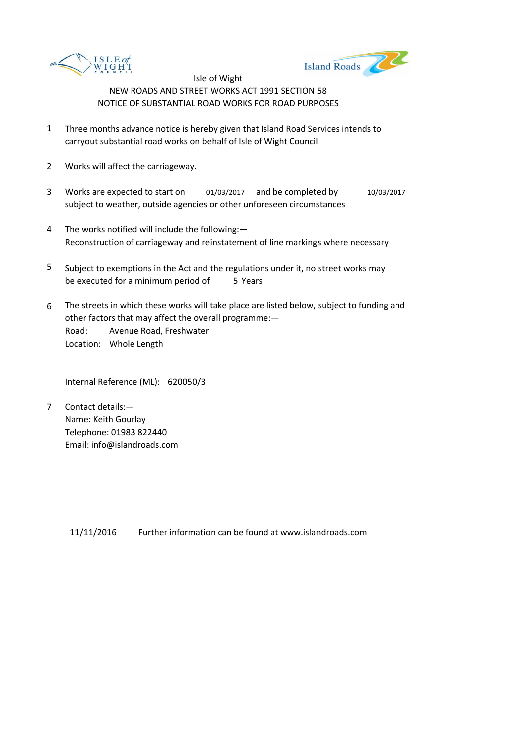Isle of Wight

NEW ROADS AND STREET WORKS ACT 1991 SECTION 58

NOTICE OF SUBSTANTIAL ROAD WORKS FOR ROAD PURPOSES

1. Three months advance notice is hereby given that Island Road Services intends to carryout substantial road works on behalf of Isle of Wight Council

2. Works will affect the carriageway.

3. Works are expected to start on 01/03/2017 and be completed by 10/03/2017 subject to weather, outside agencies or other unforeseen circumstances

4. The works notified will include the following:—
   Reconstruction of carriageway and reinstatement of line markings where necessary

5. Subject to exemptions in the Act and the regulations under it, no street works may be executed for a minimum period of 5 Years

6. The streets in which these works will take place are listed below, subject to funding and other factors that may affect the overall programme:—
   Road: Avenue Road, Freshwater
   Location: Whole Length

   Internal Reference (ML): 620050/3

7. Contact details:—
   Name: Keith Gourlay
   Telephone: 01983 822440
   Email: info@islandroads.com

11/11/2016 Further information can be found at www.islandroads.com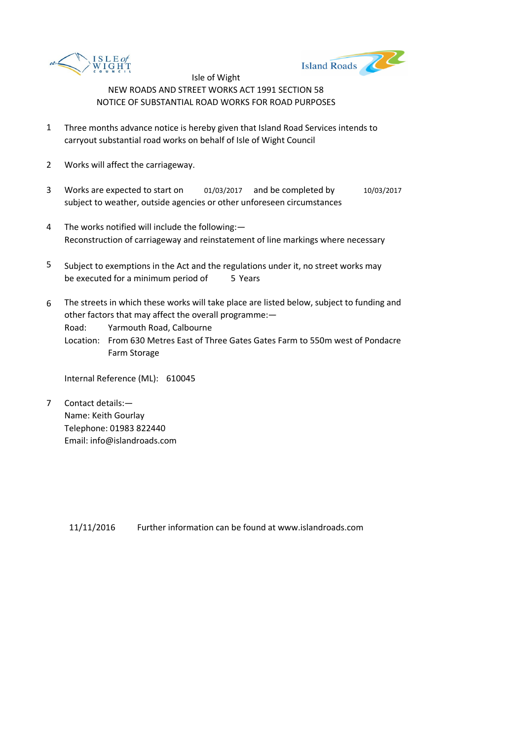Isle of Wight

NEW ROADS AND STREET WORKS ACT 1991 SECTION 58

NOTICE OF SUBSTANTIAL ROAD WORKS FOR ROAD PURPOSES

1. Three months advance notice is hereby given that Island Road Services intends to carryout substantial road works on behalf of Isle of Wight Council

2. Works will affect the carriageway.

3. Works are expected to start on 01/03/2017 and be completed by 10/03/2017 subject to weather, outside agencies or other unforeseen circumstances

4. The works notified will include the following:— Reconstruction of carriageway and reinstatement of line markings where necessary

5. Subject to exemptions in the Act and the regulations under it, no street works may be executed for a minimum period of 5 Years

6. The streets in which these works will take place are listed below, subject to funding and other factors that may affect the overall programme:—
   Road: Yarmouth Road, Calbourne
   Location: From 630 Metres East of Three Gates Gates Farm to 550m west of Pondacre Farm Storage

   Internal Reference (ML): 610045

7. Contact details:—
   Name: Keith Gourlay
   Telephone: 01983 822440
   Email: info@islandroads.com

11/11/2016 Further information can be found at www.islandroads.com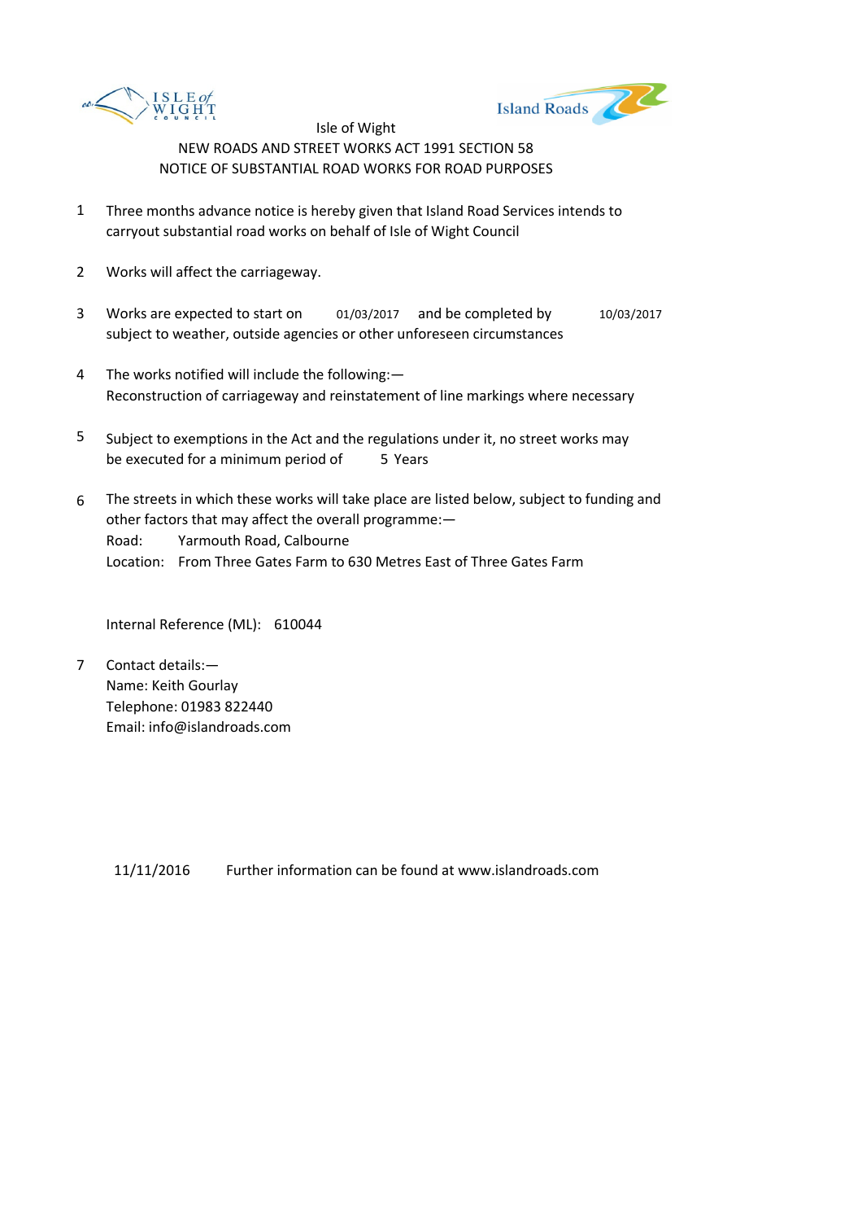Isle of Wight

NEW ROADS AND STREET WORKS ACT 1991 SECTION 58

NOTICE OF SUBSTANTIAL ROAD WORKS FOR ROAD PURPOSES

1. Three months advance notice is hereby given that Island Road Services intends to carryout substantial road works on behalf of Isle of Wight Council

2. Works will affect the carriageway.

3. Works are expected to start on 01/03/2017 and be completed by 10/03/2017 subject to weather, outside agencies or other unforeseen circumstances

4. The works notified will include the following:—
Reconstruction of carriageway and reinstatement of line markings where necessary

5. Subject to exemptions in the Act and the regulations under it, no street works may be executed for a minimum period of 5 Years

6. The streets in which these works will take place are listed below, subject to funding and other factors that may affect the overall programme:—
Road: Yarmouth Road, Calbourne
Location: From Three Gates Farm to 630 Metres East of Three Gates Farm

Internal Reference (ML): 610044

7. Contact details:—
Name: Keith Gourlay
Telephone: 01983 822440
Email: info@islandroads.com

11/11/2016 Further information can be found at www.islandroads.com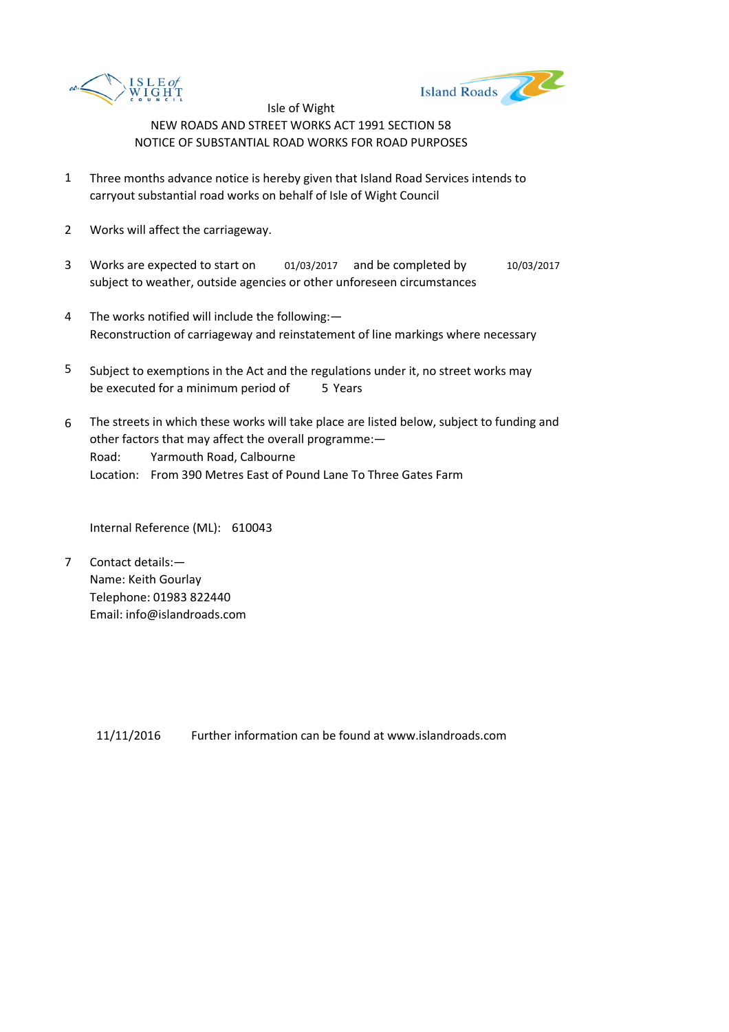Isle of Wight

NEW ROADS AND STREET WORKS ACT 1991 SECTION 58

NOTICE OF SUBSTANTIAL ROAD WORKS FOR ROAD PURPOSES

1. Three months advance notice is hereby given that Island Road Services intends to carryout substantial road works on behalf of Isle of Wight Council

2. Works will affect the carriageway.

3. Works are expected to start on 01/03/2017 and be completed by 10/03/2017 subject to weather, outside agencies or other unforeseen circumstances

4. The works notified will include the following:—
Reconstruction of carriageway and reinstatement of line markings where necessary

5. Subject to exemptions in the Act and the regulations under it, no street works may be executed for a minimum period of 5 Years

6. The streets in which these works will take place are listed below, subject to funding and other factors that may affect the overall programme:—
Road: Yarmouth Road, Calbourne
Location: From 390 Metres East of Pound Lane To Three Gates Farm

   Internal Reference (ML): 610043

7. Contact details:—
Name: Keith Gourlay
Telephone: 01983 822440
Email: info@islandroads.com

11/11/2016 Further information can be found at www.islandroads.com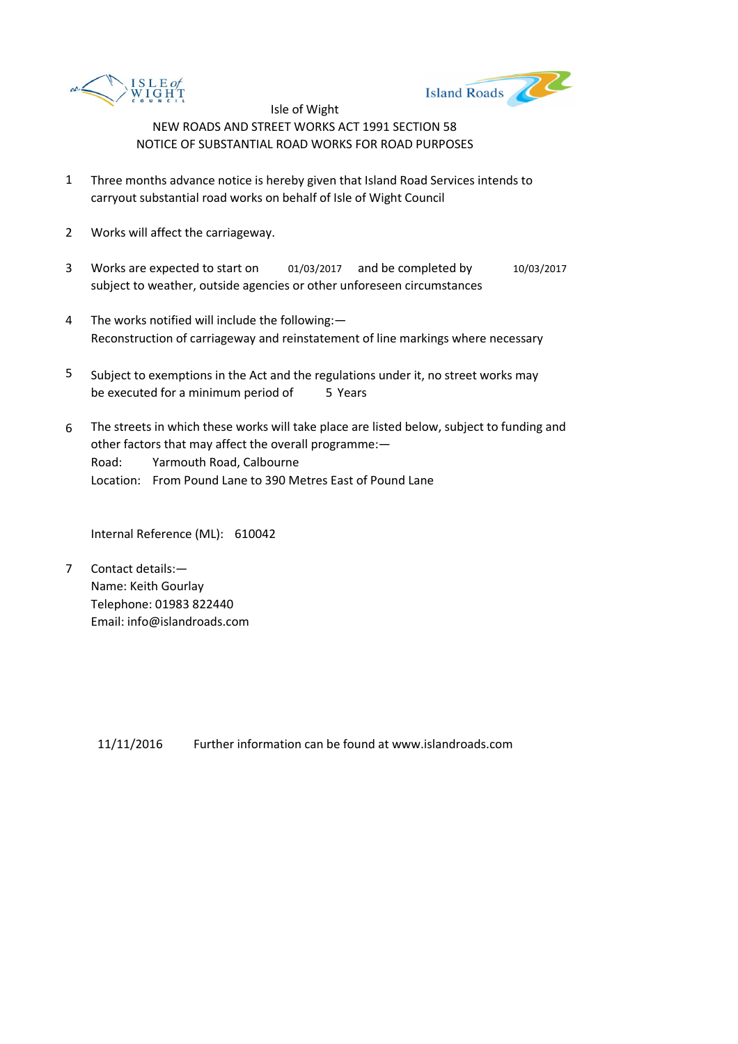Isle of Wight

NEW ROADS AND STREET WORKS ACT 1991 SECTION 58

NOTICE OF SUBSTANTIAL ROAD WORKS FOR ROAD PURPOSES

1. Three months advance notice is hereby given that Island Road Services intends to carryout substantial road works on behalf of Isle of Wight Council

2. Works will affect the carriageway.

3. Works are expected to start on 01/03/2017 and be completed by 10/03/2017 subject to weather, outside agencies or other unforeseen circumstances

4. The works notified will include the following:—
   Reconstruction of carriageway and reinstatement of line markings where necessary

5. Subject to exemptions in the Act and the regulations under it, no street works may be executed for a minimum period of 5 Years

6. The streets in which these works will take place are listed below, subject to funding and other factors that may affect the overall programme:—
   Road: Yarmouth Road, Calbourne
   Location: From Pound Lane to 390 Metres East of Pound Lane

   Internal Reference (ML): 610042

7. Contact details:—
   Name: Keith Gourlay
   Telephone: 01983 822440
   Email: info@islandroads.com

11/11/2016 Further information can be found at www.islandroads.com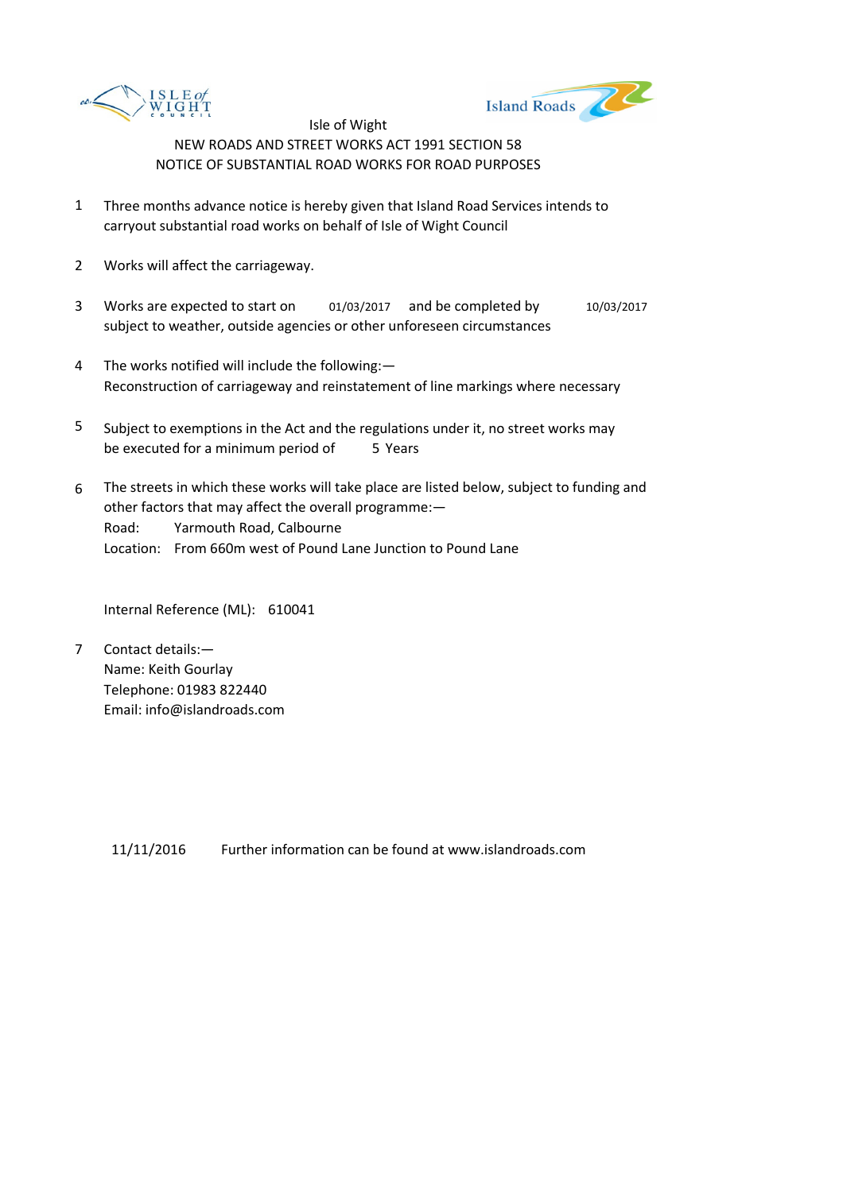Isle of Wight

NEW ROADS AND STREET WORKS ACT 1991 SECTION 58

NOTICE OF SUBSTANTIAL ROAD WORKS FOR ROAD PURPOSES

1. Three months advance notice is hereby given that Island Road Services intends to carryout substantial road works on behalf of Isle of Wight Council

2. Works will affect the carriageway.

3. Works are expected to start on 01/03/2017 and be completed by 10/03/2017 subject to weather, outside agencies or other unforeseen circumstances

4. The works notified will include the following:—
   Reconstruction of carriageway and reinstatement of line markings where necessary

5. Subject to exemptions in the Act and the regulations under it, no street works may be executed for a minimum period of 5 Years

6. The streets in which these works will take place are listed below, subject to funding and other factors that may affect the overall programme:—
   Road: Yarmouth Road, Calbourne
   Location: From 660m west of Pound Lane Junction to Pound Lane

   Internal Reference (ML): 610041

7. Contact details:—
   Name: Keith Gourlay
   Telephone: 01983 822440
   Email: info@islandroads.com

11/11/2016 Further information can be found at www.islandroads.com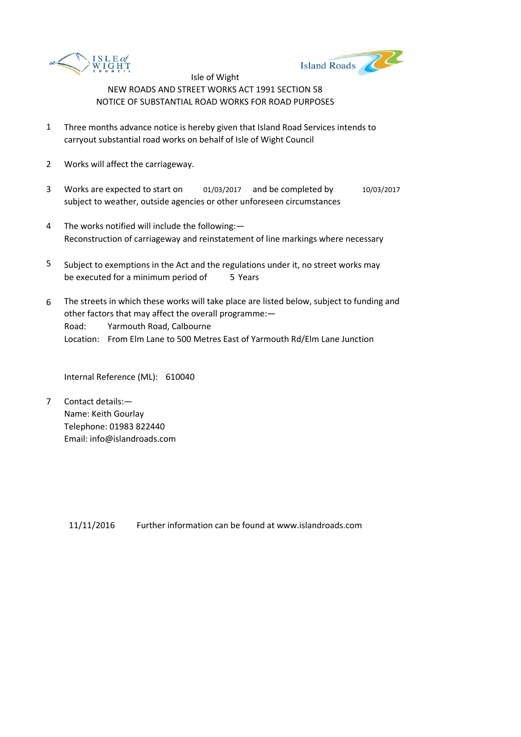Isle of Wight

NEW ROADS AND STREET WORKS ACT 1991 SECTION 58

NOTICE OF SUBSTANTIAL ROAD WORKS FOR ROAD PURPOSES

1. Three months advance notice is hereby given that Island Road Services intends to carryout substantial road works on behalf of Isle of Wight Council

2. Works will affect the carriageway.

3. Works are expected to start on 01/03/2017 and be completed by 10/03/2017 subject to weather, outside agencies or other unforeseen circumstances

4. The works notified will include the following:—
Reconstruction of carriageway and reinstatement of line markings where necessary

5. Subject to exemptions in the Act and the regulations under it, no street works may be executed for a minimum period of 5 Years

6. The streets in which these works will take place are listed below, subject to funding and other factors that may affect the overall programme:—
Road: Yarmouth Road, Calbourne
Location: From Elm Lane to 500 Metres East of Yarmouth Rd/Elm Lane Junction

Internal Reference (ML): 610040

7. Contact details:—
Name: Keith Gourlay
Telephone: 01983 822440
Email: info@islandroads.com

11/11/2016 Further information can be found at www.islandroads.com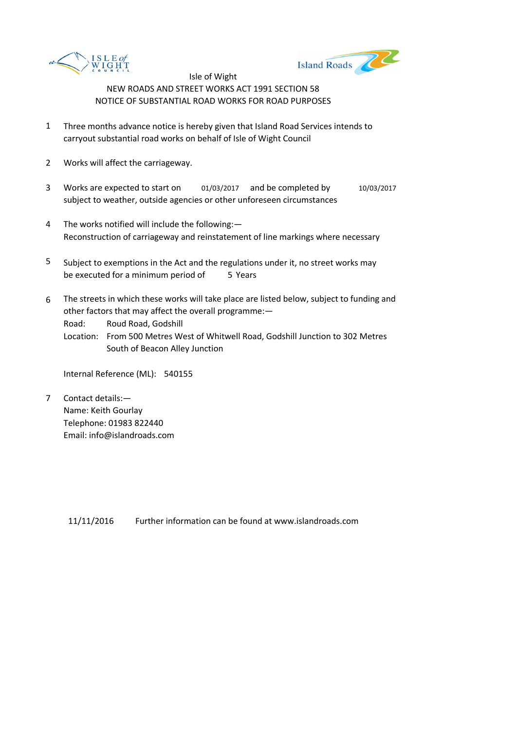Isle of Wight

NEW ROADS AND STREET WORKS ACT 1991 SECTION 58

NOTICE OF SUBSTANTIAL ROAD WORKS FOR ROAD PURPOSES

1. Three months advance notice is hereby given that Island Road Services intends to carryout substantial road works on behalf of Isle of Wight Council

2. Works will affect the carriageway.

3. Works are expected to start on 01/03/2017 and be completed by 10/03/2017 subject to weather, outside agencies or other unforeseen circumstances

4. The works notified will include the following:—
   Reconstruction of carriageway and reinstatement of line markings where necessary

5. Subject to exemptions in the Act and the regulations under it, no street works may be executed for a minimum period of 5 Years

6. The streets in which these works will take place are listed below, subject to funding and other factors that may affect the overall programme:—
   Road: Roud Road, Godshill
   Location: From 500 Metres West of Whitwell Road, Godshill Junction to 302 Metres South of Beacon Alley Junction

   Internal Reference (ML): 540155

7. Contact details:—
   Name: Keith Gourlay
   Telephone: 01983 822440
   Email: info@islandroads.com

11/11/2016 Further information can be found at www.islandroads.com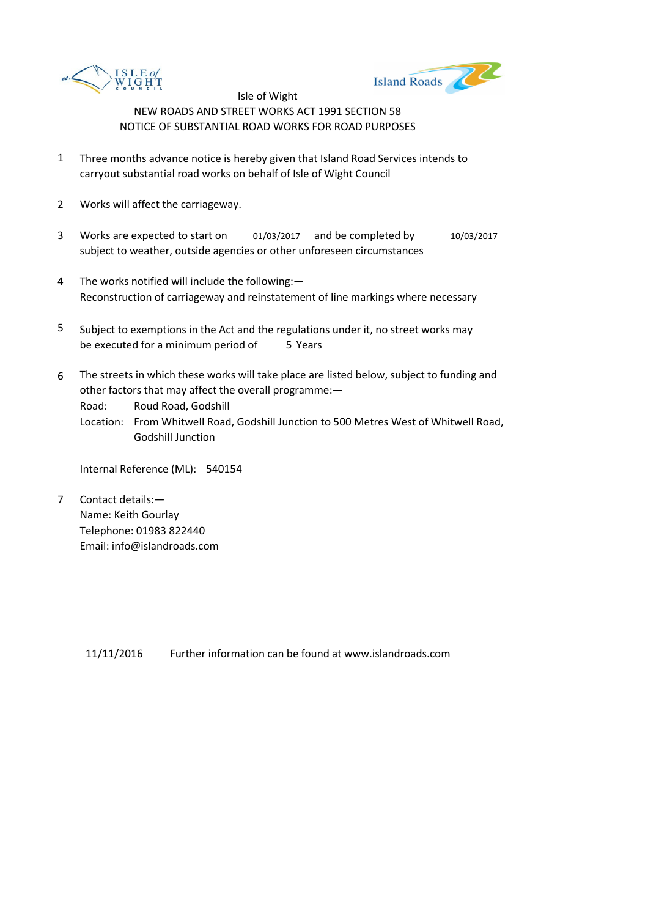Isle of Wight

NEW ROADS AND STREET WORKS ACT 1991 SECTION 58

NOTICE OF SUBSTANTIAL ROAD WORKS FOR ROAD PURPOSES

1. Three months advance notice is hereby given that Island Road Services intends to carryout substantial road works on behalf of Isle of Wight Council

2. Works will affect the carriageway.

3. Works are expected to start on 01/03/2017 and be completed by 10/03/2017 subject to weather, outside agencies or other unforeseen circumstances

4. The works notified will include the following:—
   Reconstruction of carriageway and reinstatement of line markings where necessary

5. Subject to exemptions in the Act and the regulations under it, no street works may be executed for a minimum period of 5 Years

6. The streets in which these works will take place are listed below, subject to funding and other factors that may affect the overall programme:—
   Road: Roud Road, Godshill
   Location: From Whitwell Road, Godshill Junction to 500 Metres West of Whitwell Road, Godshill Junction

   Internal Reference (ML): 540154

7. Contact details:—
   Name: Keith Gourlay
   Telephone: 01983 822440
   Email: info@islandroads.com

11/11/2016 Further information can be found at www.islandroads.com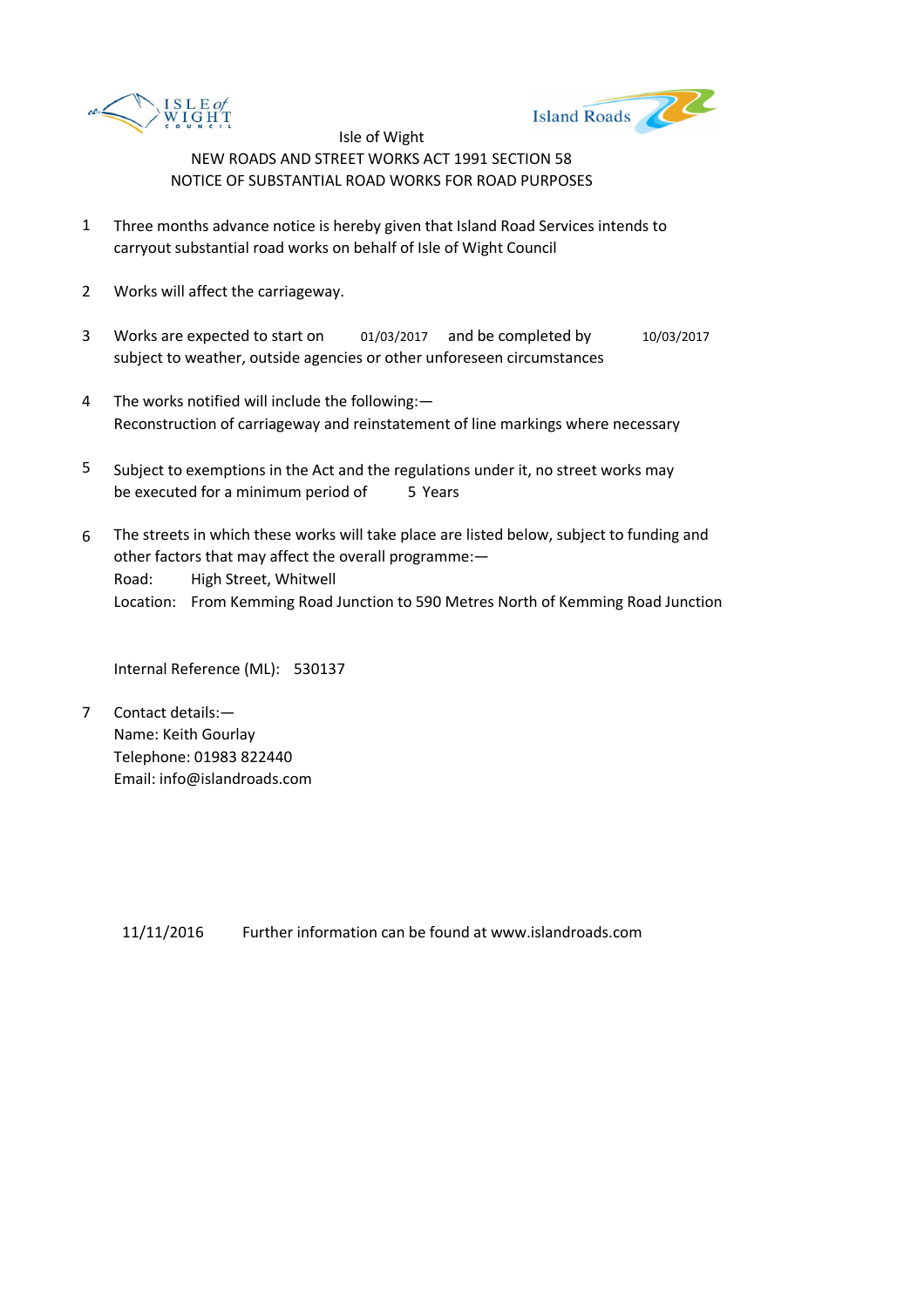Isle of Wight

NEW ROADS AND STREET WORKS ACT 1991 SECTION 58

NOTICE OF SUBSTANTIAL ROAD WORKS FOR ROAD PURPOSES

1. Three months advance notice is hereby given that Island Road Services intends to carryout substantial road works on behalf of Isle of Wight Council

2. Works will affect the carriageway.

3. Works are expected to start on 01/03/2017 and be completed by 10/03/2017 subject to weather, outside agencies or other unforeseen circumstances

4. The works notified will include the following:—
   Reconstruction of carriageway and reinstatement of line markings where necessary

5. Subject to exemptions in the Act and the regulations under it, no street works may be executed for a minimum period of 5 Years

6. The streets in which these works will take place are listed below, subject to funding and other factors that may affect the overall programme:—
   Road: High Street, Whitwell
   Location: From Kemming Road Junction to 590 Metres North of Kemming Road Junction

   Internal Reference (ML): 530137

7. Contact details:—
   Name: Keith Gourlay
   Telephone: 01983 822440
   Email: info@islandroads.com

11/11/2016 Further information can be found at www.islandroads.com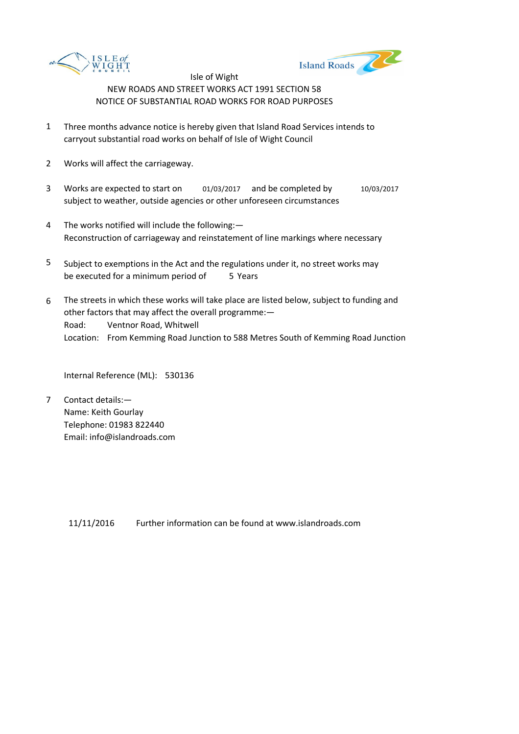Isle of Wight

NEW ROADS AND STREET WORKS ACT 1991 SECTION 58

NOTICE OF SUBSTANTIAL ROAD WORKS FOR ROAD PURPOSES

1. Three months advance notice is hereby given that Island Road Services intends to carryout substantial road works on behalf of Isle of Wight Council

2. Works will affect the carriageway.

3. Works are expected to start on 01/03/2017 and be completed by 10/03/2017 subject to weather, outside agencies or other unforeseen circumstances

4. The works notified will include the following:— Reconstruction of carriageway and reinstatement of line markings where necessary

5. Subject to exemptions in the Act and the regulations under it, no street works may be executed for a minimum period of 5 Years

6. The streets in which these works will take place are listed below, subject to funding and other factors that may affect the overall programme:—
   Road: Ventnor Road, Whitwell
   Location: From Kemming Road Junction to 588 Metres South of Kemming Road Junction

   Internal Reference (ML): 530136

7. Contact details:—
   Name: Keith Gourlay
   Telephone: 01983 822440
   Email: info@islandroads.com

11/11/2016 Further information can be found at www.islandroads.com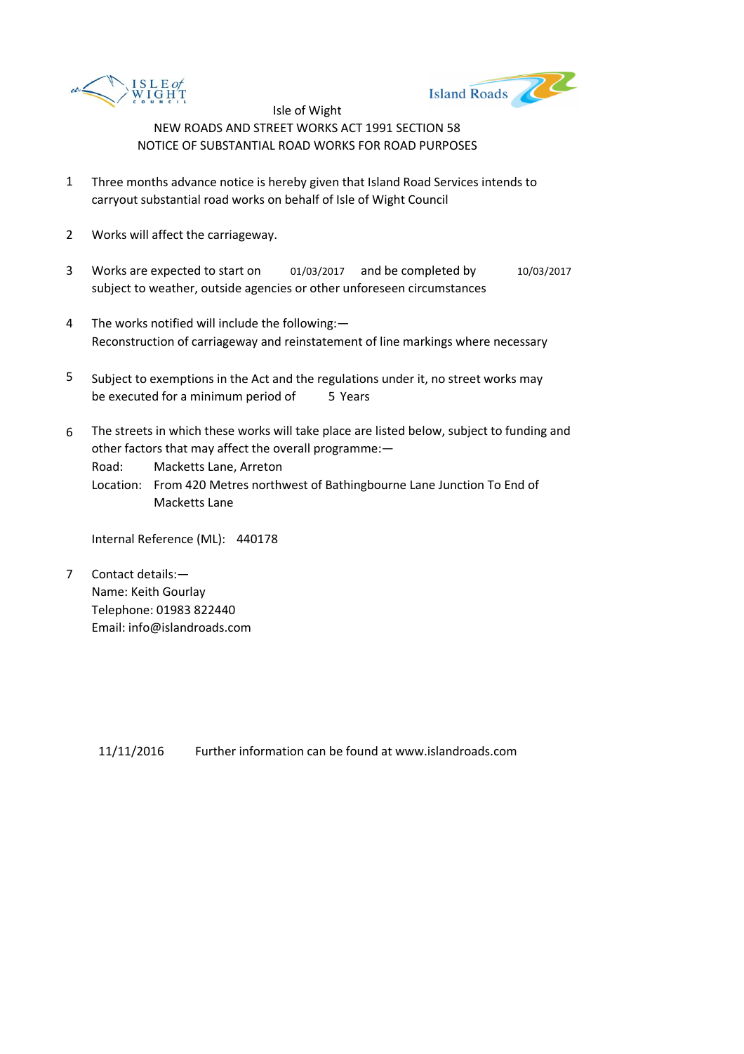Isle of Wight

NEW ROADS AND STREET WORKS ACT 1991 SECTION 58

NOTICE OF SUBSTANTIAL ROAD WORKS FOR ROAD PURPOSES

1. Three months advance notice is hereby given that Island Road Services intends to carryout substantial road works on behalf of Isle of Wight Council

2. Works will affect the carriageway.

3. Works are expected to start on 01/03/2017 and be completed by 10/03/2017 subject to weather, outside agencies or other unforeseen circumstances

4. The works notified will include the following:— Reconstruction of carriageway and reinstatement of line markings where necessary

5. Subject to exemptions in the Act and the regulations under it, no street works may be executed for a minimum period of 5 Years

6. The streets in which these works will take place are listed below, subject to funding and other factors that may affect the overall programme:—
   Road: Macketts Lane, Arreton
   Location: From 420 Metres northwest of Bathingbourne Lane Junction To End of Macketts Lane

   Internal Reference (ML): 440178

7. Contact details:—
   Name: Keith Gourlay
   Telephone: 01983 822440
   Email: info@islandroads.com

11/11/2016 Further information can be found at www.islandroads.com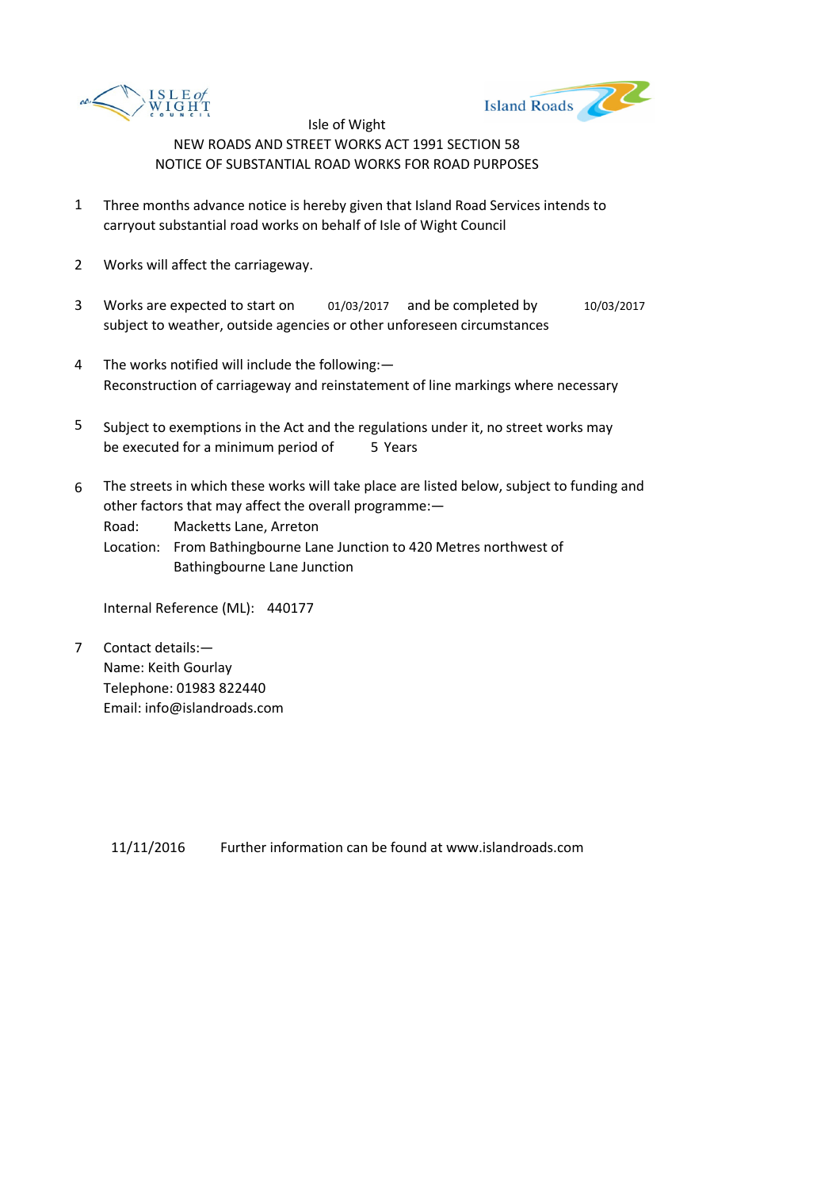Isle of Wight

NEW ROADS AND STREET WORKS ACT 1991 SECTION 58

NOTICE OF SUBSTANTIAL ROAD WORKS FOR ROAD PURPOSES

1. Three months advance notice is hereby given that Island Road Services intends to carryout substantial road works on behalf of Isle of Wight Council

2. Works will affect the carriageway.

3. Works are expected to start on 01/03/2017 and be completed by 10/03/2017 subject to weather, outside agencies or other unforeseen circumstances

4. The works notified will include the following:— Reconstruction of carriageway and reinstatement of line markings where necessary

5. Subject to exemptions in the Act and the regulations under it, no street works may be executed for a minimum period of 5 Years

6. The streets in which these works will take place are listed below, subject to funding and other factors that may affect the overall programme:—
   Road: Macketts Lane, Arreton
   Location: From Bathingbourne Lane Junction to 420 Metres northwest of Bathingbourne Lane Junction

   Internal Reference (ML): 440177

7. Contact details:—
   Name: Keith Gourlay
   Telephone: 01983 822440
   Email: info@islandroads.com

11/11/2016 Further information can be found at www.islandroads.com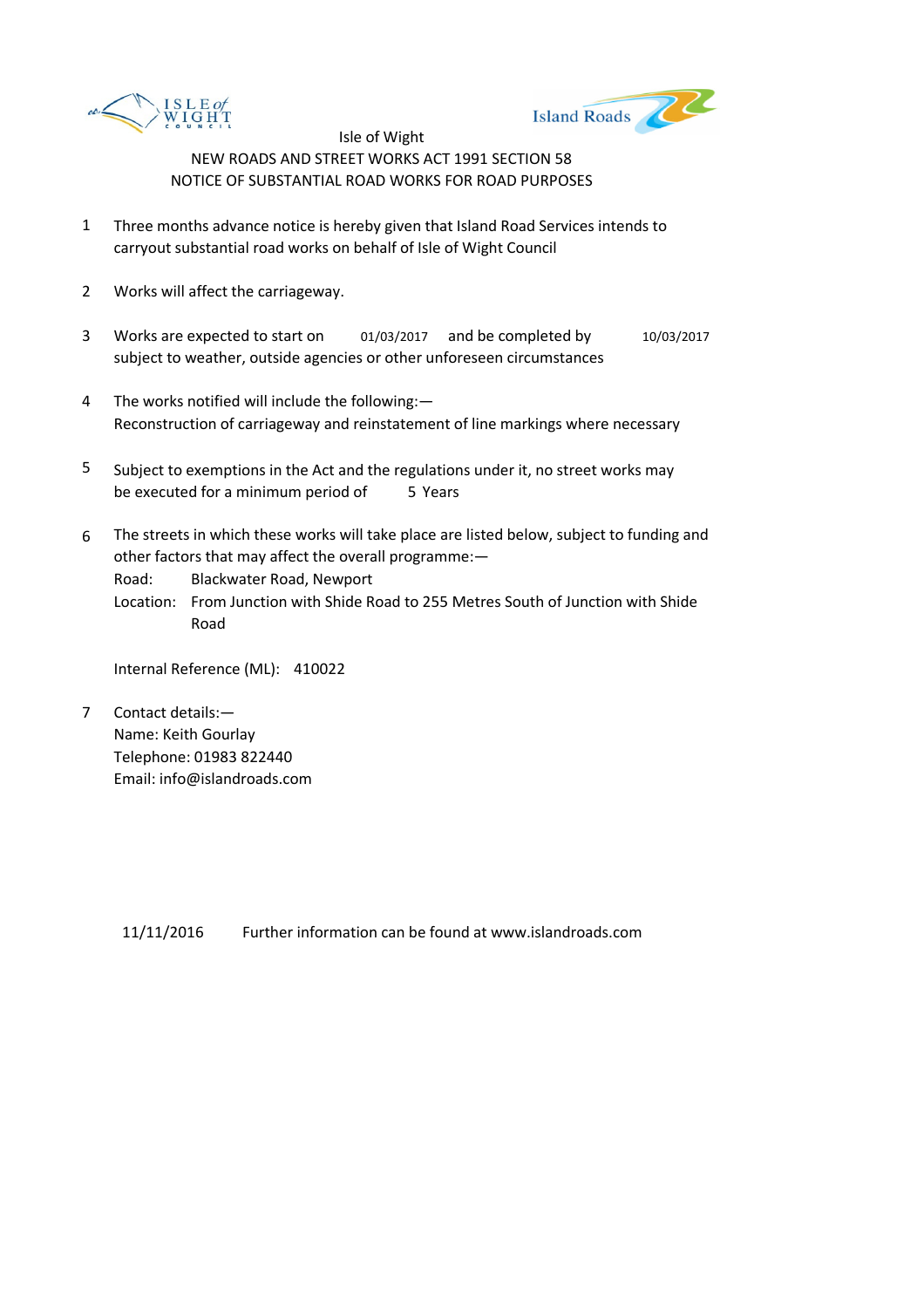Isle of Wight

NEW ROADS AND STREET WORKS ACT 1991 SECTION 58

NOTICE OF SUBSTANTIAL ROAD WORKS FOR ROAD PURPOSES

1. Three months advance notice is hereby given that Island Road Services intends to carryout substantial road works on behalf of Isle of Wight Council

2. Works will affect the carriageway.

3. Works are expected to start on 01/03/2017 and be completed by 10/03/2017 subject to weather, outside agencies or other unforeseen circumstances

4. The works notified will include the following:—
   Reconstruction of carriageway and reinstatement of line markings where necessary

5. Subject to exemptions in the Act and the regulations under it, no street works may be executed for a minimum period of 5 Years

6. The streets in which these works will take place are listed below, subject to funding and other factors that may affect the overall programme:—
   Road: Blackwater Road, Newport
   Location: From Junction with Shide Road to 255 Metres South of Junction with Shide Road

   Internal Reference (ML): 410022

7. Contact details:—
   Name: Keith Gourlay
   Telephone: 01983 822440
   Email: info@islandroads.com

11/11/2016 Further information can be found at www.islandroads.com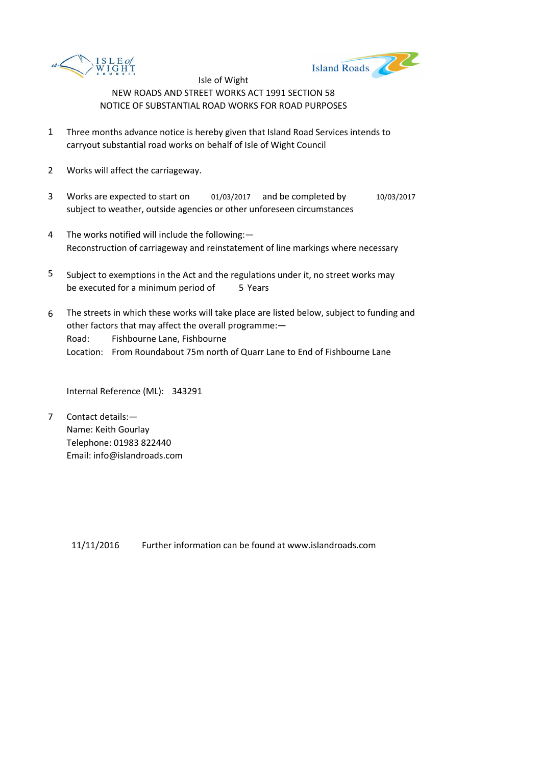Isle of Wight

NEW ROADS AND STREET WORKS ACT 1991 SECTION 58

NOTICE OF SUBSTANTIAL ROAD WORKS FOR ROAD PURPOSES

1. Three months advance notice is hereby given that Island Road Services intends to carryout substantial road works on behalf of Isle of Wight Council

2. Works will affect the carriageway.

3. Works are expected to start on 01/03/2017 and be completed by 10/03/2017 subject to weather, outside agencies or other unforeseen circumstances

4. The works notified will include the following:—
   Reconstruction of carriageway and reinstatement of line markings where necessary

5. Subject to exemptions in the Act and the regulations under it, no street works may be executed for a minimum period of 5 Years

6. The streets in which these works will take place are listed below, subject to funding and other factors that may affect the overall programme:—
   Road: Fishbourne Lane, Fishbourne
   Location: From Roundabout 75m north of Quarr Lane to End of Fishbourne Lane

   Internal Reference (ML): 343291

7. Contact details:—
   Name: Keith Gourlay
   Telephone: 01983 822440
   Email: info@islandroads.com

11/11/2016 Further information can be found at www.islandroads.com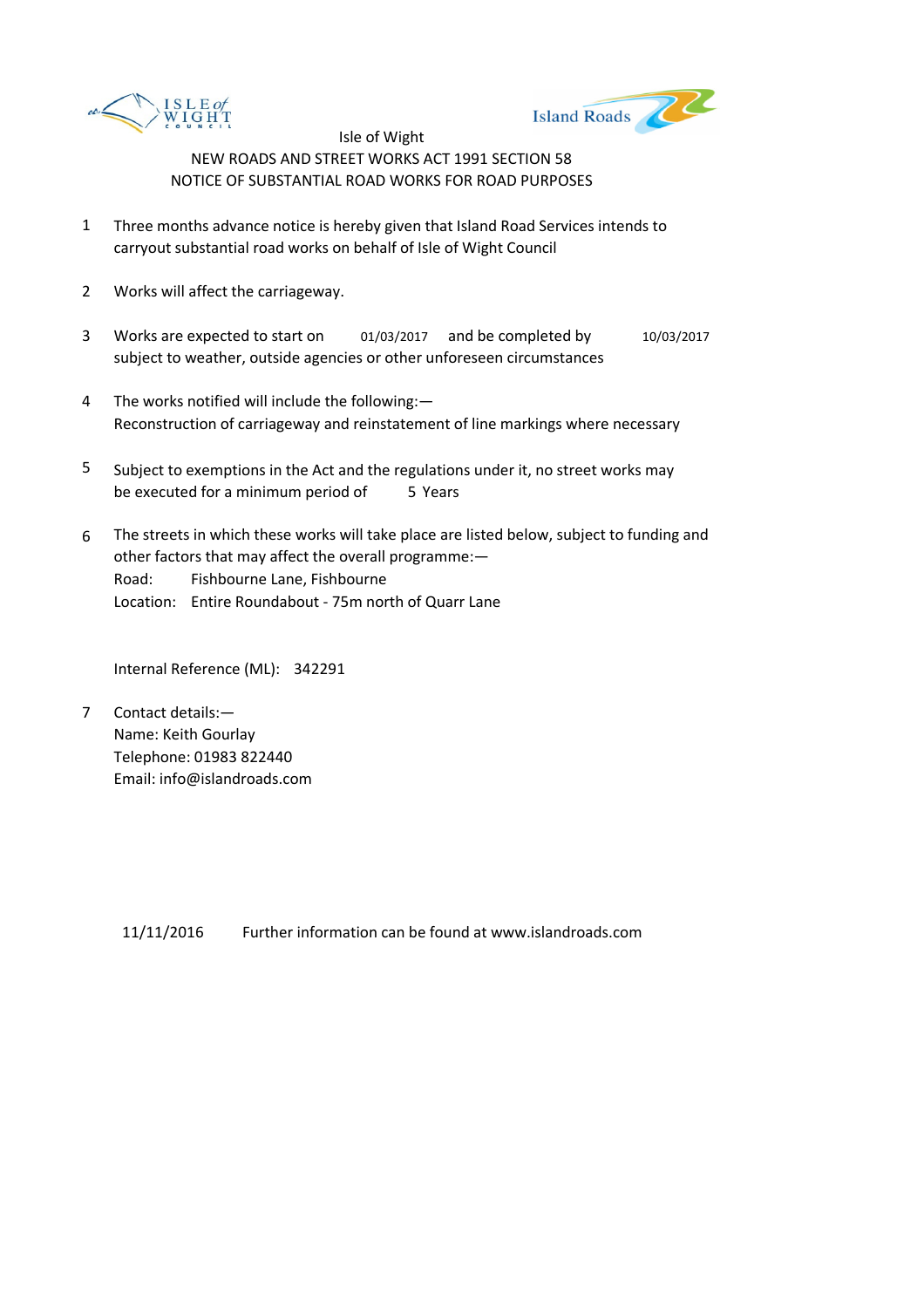Isle of Wight

NEW ROADS AND STREET WORKS ACT 1991 SECTION 58

NOTICE OF SUBSTANTIAL ROAD WORKS FOR ROAD PURPOSES

1. Three months advance notice is hereby given that Island Road Services intends to carryout substantial road works on behalf of Isle of Wight Council

2. Works will affect the carriageway.

3. Works are expected to start on 01/03/2017 and be completed by 10/03/2017 subject to weather, outside agencies or other unforeseen circumstances

4. The works notified will include the following:—
   Reconstruction of carriageway and reinstatement of line markings where necessary

5. Subject to exemptions in the Act and the regulations under it, no street works may be executed for a minimum period of 5 Years

6. The streets in which these works will take place are listed below, subject to funding and other factors that may affect the overall programme:—
   Road: Fishbourne Lane, Fishbourne
   Location: Entire Roundabout - 75m north of Quarr Lane

   Internal Reference (ML): 342291

7. Contact details:—
   Name: Keith Gourlay
   Telephone: 01983 822440
   Email: info@islandroads.com

11/11/2016 Further information can be found at www.islandroads.com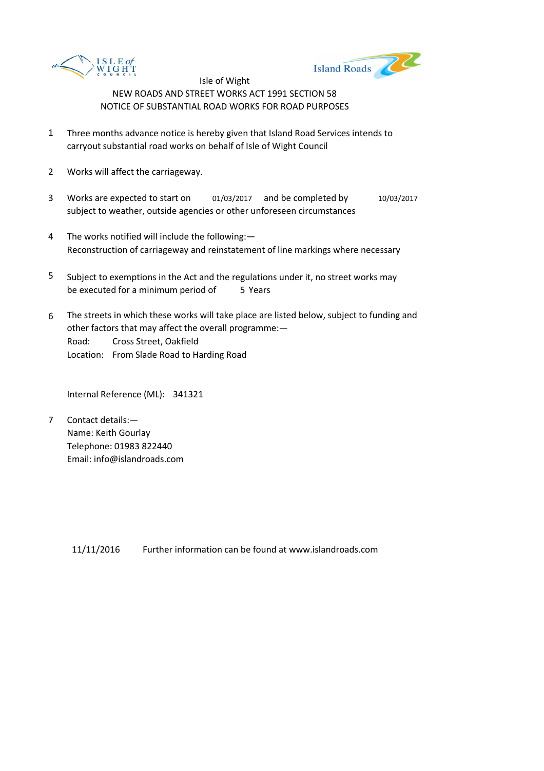Isle of Wight

NEW ROADS AND STREET WORKS ACT 1991 SECTION 58

NOTICE OF SUBSTANTIAL ROAD WORKS FOR ROAD PURPOSES

1. Three months advance notice is hereby given that Island Road Services intends to carryout substantial road works on behalf of Isle of Wight Council

2. Works will affect the carriageway.

3. Works are expected to start on 01/03/2017 and be completed by 10/03/2017 subject to weather, outside agencies or other unforeseen circumstances

4. The works notified will include the following:— Reconstruction of carriageway and reinstatement of line markings where necessary

5. Subject to exemptions in the Act and the regulations under it, no street works may be executed for a minimum period of 5 Years

6. The streets in which these works will take place are listed below, subject to funding and other factors that may affect the overall programme:—
   Road: Cross Street, Oakfield
   Location: From Slade Road to Harding Road

   Internal Reference (ML): 341321

7. Contact details:—
   Name: Keith Gourlay
   Telephone: 01983 822440
   Email: info@islandroads.com

11/11/2016 Further information can be found at www.islandroads.com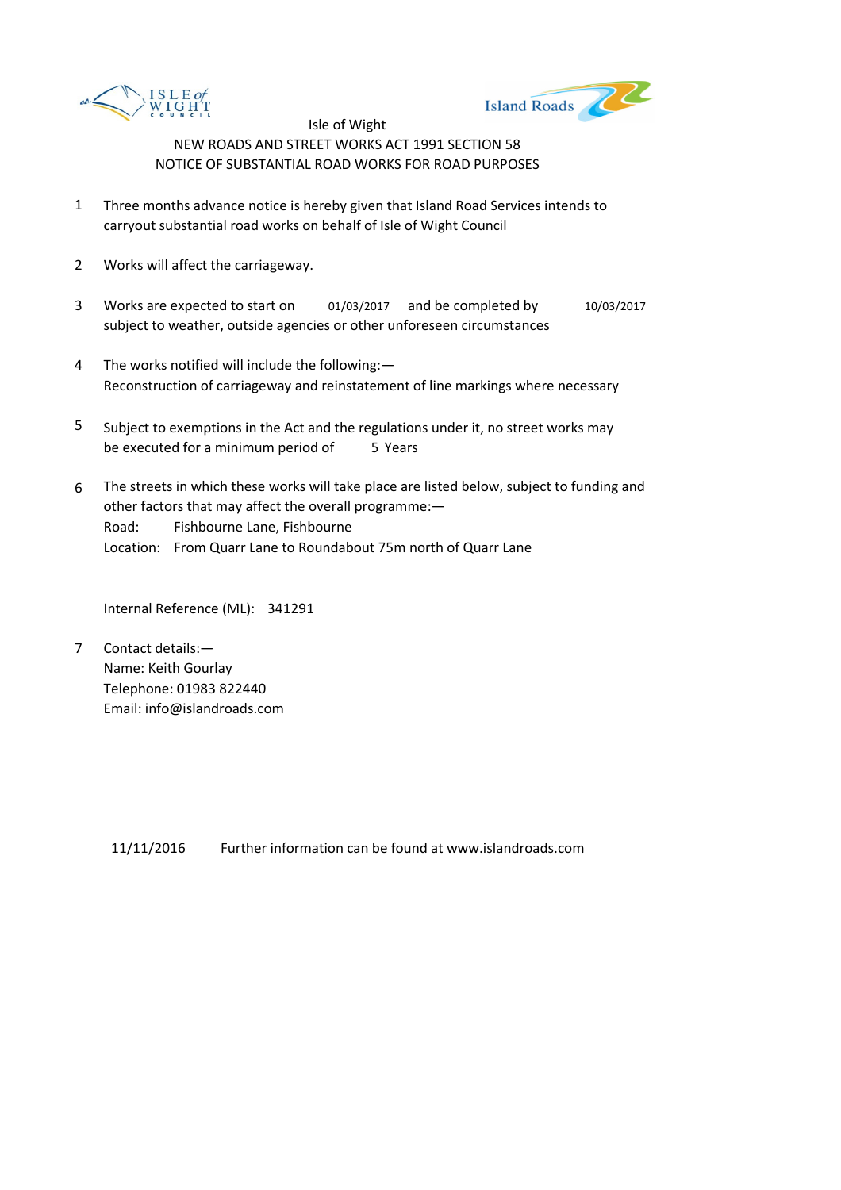Isle of Wight

NEW ROADS AND STREET WORKS ACT 1991 SECTION 58

NOTICE OF SUBSTANTIAL ROAD WORKS FOR ROAD PURPOSES

1. Three months advance notice is hereby given that Island Road Services intends to carryout substantial road works on behalf of Isle of Wight Council

2. Works will affect the carriageway.

3. Works are expected to start on 01/03/2017 and be completed by 10/03/2017 subject to weather, outside agencies or other unforeseen circumstances

4. The works notified will include the following:—
   Reconstruction of carriageway and reinstatement of line markings where necessary

5. Subject to exemptions in the Act and the regulations under it, no street works may be executed for a minimum period of 5 Years

6. The streets in which these works will take place are listed below, subject to funding and other factors that may affect the overall programme:—
   Road: Fishbourne Lane, Fishbourne
   Location: From Quarr Lane to Roundabout 75m north of Quarr Lane

   Internal Reference (ML): 341291

7. Contact details:—
   Name: Keith Gourlay
   Telephone: 01983 822440
   Email: info@islandroads.com

11/11/2016 Further information can be found at www.islandroads.com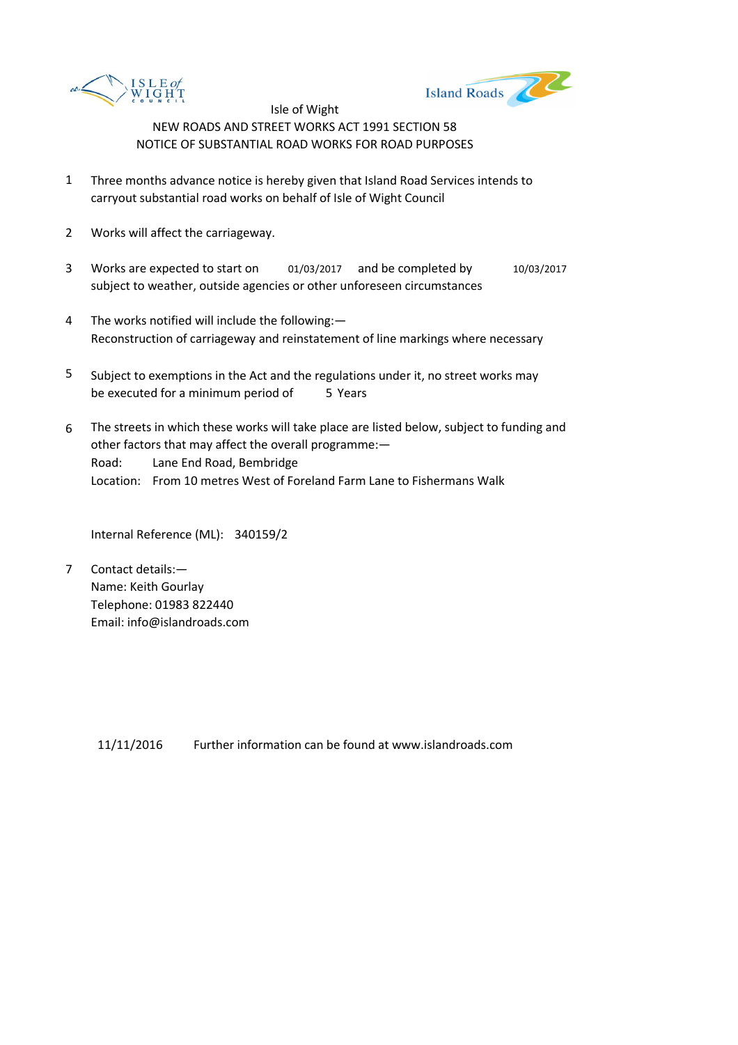Isle of Wight

NEW ROADS AND STREET WORKS ACT 1991 SECTION 58

NOTICE OF SUBSTANTIAL ROAD WORKS FOR ROAD PURPOSES

1. Three months advance notice is hereby given that Island Road Services intends to carryout substantial road works on behalf of Isle of Wight Council

2. Works will affect the carriageway.

3. Works are expected to start on 01/03/2017 and be completed by 10/03/2017 subject to weather, outside agencies or other unforeseen circumstances

4. The works notified will include the following:—
   Reconstruction of carriageway and reinstatement of line markings where necessary

5. Subject to exemptions in the Act and the regulations under it, no street works may be executed for a minimum period of 5 Years

6. The streets in which these works will take place are listed below, subject to funding and other factors that may affect the overall programme:—
   Road: Lane End Road, Bembridge
   Location: From 10 metres West of Foreland Farm Lane to Fishermans Walk

   Internal Reference (ML): 340159/2

7. Contact details:—
   Name: Keith Gourlay
   Telephone: 01983 822440
   Email: info@islandroads.com

11/11/2016 Further information can be found at www.islandroads.com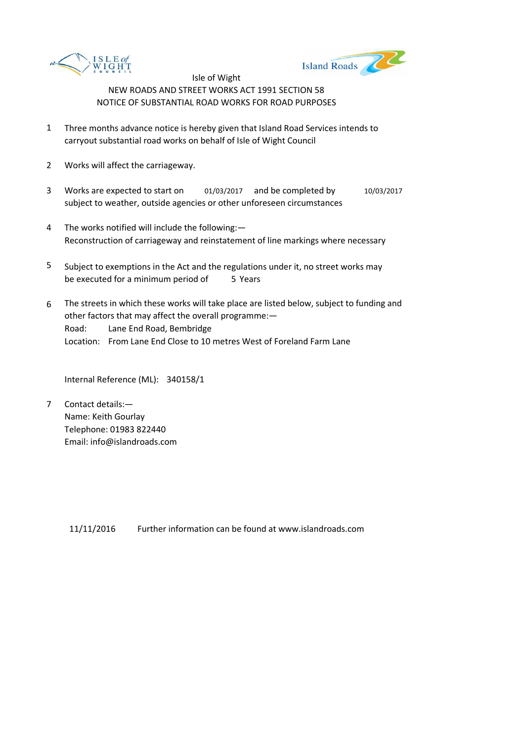Isle of Wight

NEW ROADS AND STREET WORKS ACT 1991 SECTION 58

NOTICE OF SUBSTANTIAL ROAD WORKS FOR ROAD PURPOSES

1. Three months advance notice is hereby given that Island Road Services intends to carryout substantial road works on behalf of Isle of Wight Council

2. Works will affect the carriageway.

3. Works are expected to start on 01/03/2017 and be completed by 10/03/2017 subject to weather, outside agencies or other unforeseen circumstances

4. The works notified will include the following:— Reconstruction of carriageway and reinstatement of line markings where necessary

5. Subject to exemptions in the Act and the regulations under it, no street works may be executed for a minimum period of 5 Years

6. The streets in which these works will take place are listed below, subject to funding and other factors that may affect the overall programme:—
   Road: Lane End Road, Bembridge
   Location: From Lane End Close to 10 metres West of Foreland Farm Lane

   Internal Reference (ML): 340158/1

7. Contact details:—
   Name: Keith Gourlay
   Telephone: 01983 822440
   Email: info@islandroads.com

11/11/2016 Further information can be found at www.islandroads.com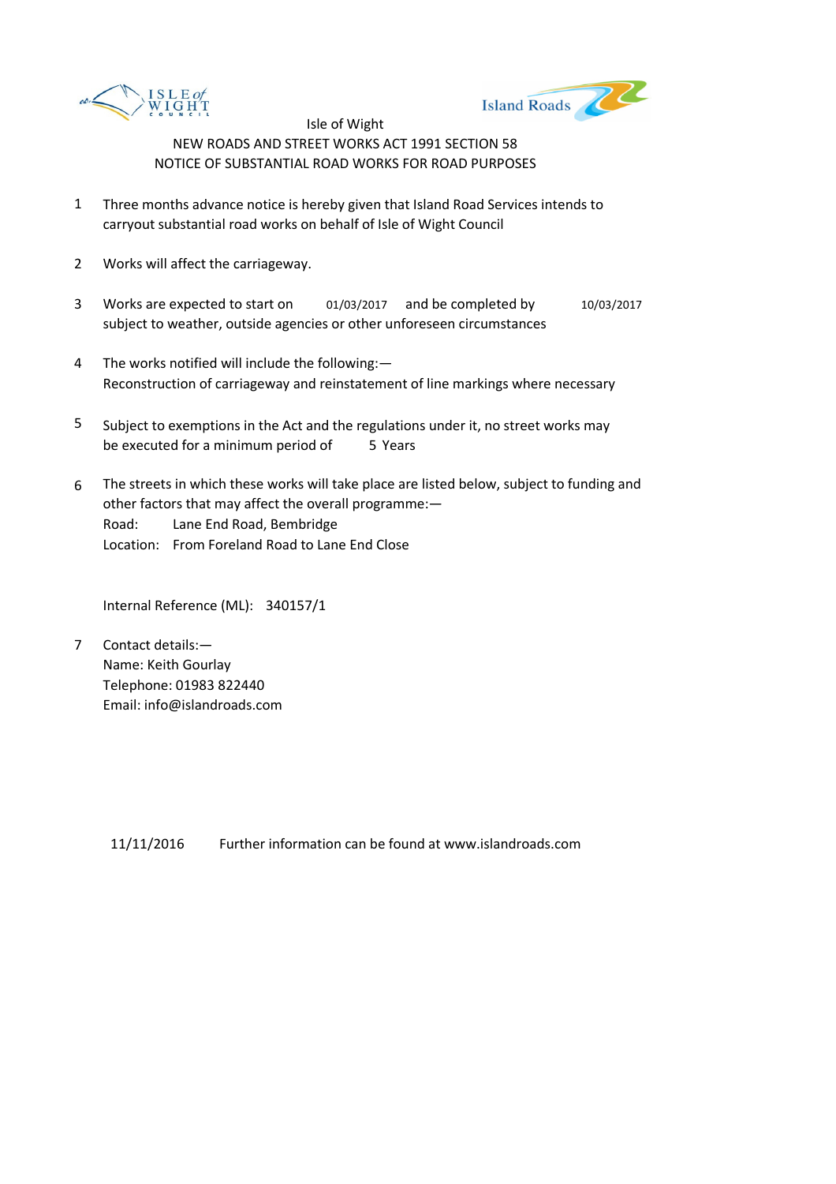Isle of Wight

NEW ROADS AND STREET WORKS ACT 1991 SECTION 58

NOTICE OF SUBSTANTIAL ROAD WORKS FOR ROAD PURPOSES

1. Three months advance notice is hereby given that Island Road Services intends to carryout substantial road works on behalf of Isle of Wight Council

2. Works will affect the carriageway.

3. Works are expected to start on 01/03/2017 and be completed by 10/03/2017 subject to weather, outside agencies or other unforeseen circumstances

4. The works notified will include the following:—
   Reconstruction of carriageway and reinstatement of line markings where necessary

5. Subject to exemptions in the Act and the regulations under it, no street works may be executed for a minimum period of 5 Years

6. The streets in which these works will take place are listed below, subject to funding and other factors that may affect the overall programme:—
   Road: Lane End Road, Bembridge
   Location: From Foreland Road to Lane End Close

   Internal Reference (ML): 340157/1

7. Contact details:—
   Name: Keith Gourlay
   Telephone: 01983 822440
   Email: info@islandroads.com

11/11/2016 Further information can be found at www.islandroads.com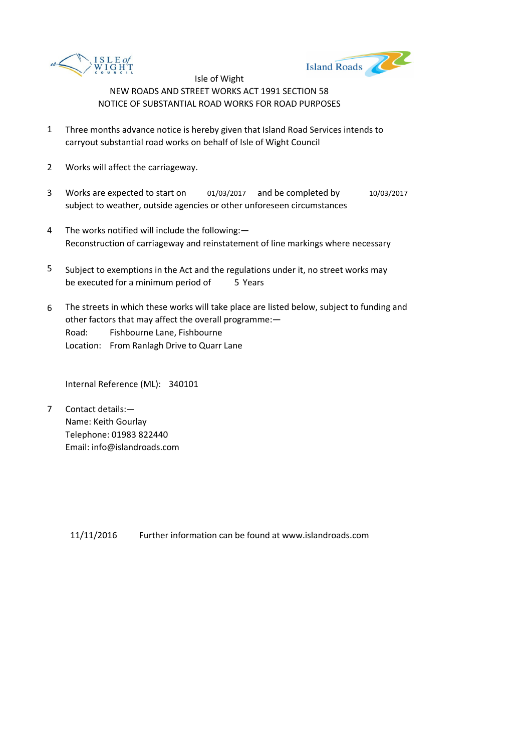Isle of Wight

NEW ROADS AND STREET WORKS ACT 1991 SECTION 58

NOTICE OF SUBSTANTIAL ROAD WORKS FOR ROAD PURPOSES

1. Three months advance notice is hereby given that Island Road Services intends to carryout substantial road works on behalf of Isle of Wight Council

2. Works will affect the carriageway.

3. Works are expected to start on 01/03/2017 and be completed by 10/03/2017 subject to weather, outside agencies or other unforeseen circumstances

4. The works notified will include the following:—
   Reconstruction of carriageway and reinstatement of line markings where necessary

5. Subject to exemptions in the Act and the regulations under it, no street works may be executed for a minimum period of 5 Years

6. The streets in which these works will take place are listed below, subject to funding and other factors that may affect the overall programme:—
   Road: Fishbourne Lane, Fishbourne
   Location: From Ranlagh Drive to Quarr Lane

   Internal Reference (ML): 340101

7. Contact details:—
   Name: Keith Gourlay
   Telephone: 01983 822440
   Email: info@islandroads.com

11/11/2016 Further information can be found at www.islandroads.com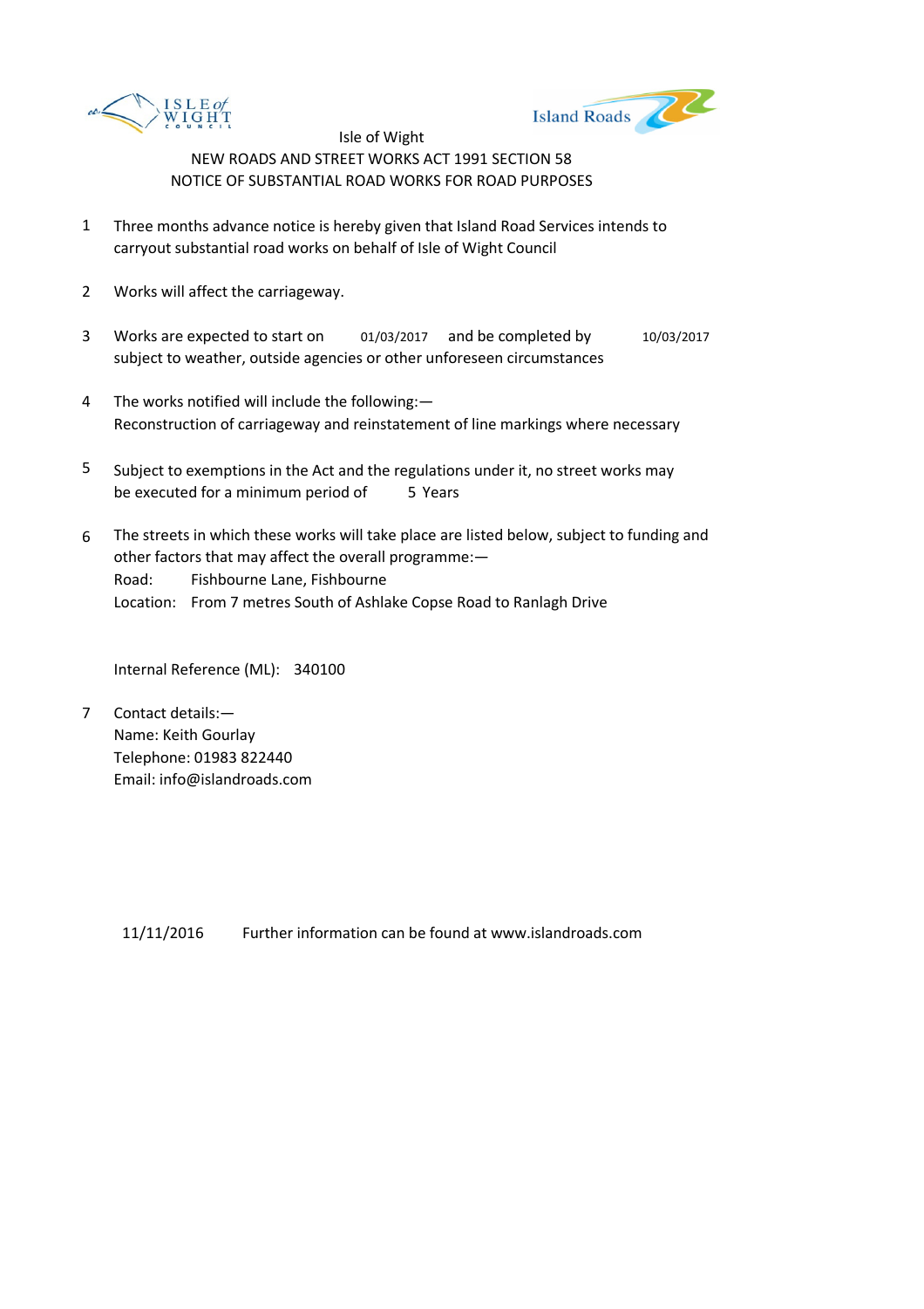Isle of Wight

NEW ROADS AND STREET WORKS ACT 1991 SECTION 58

NOTICE OF SUBSTANTIAL ROAD WORKS FOR ROAD PURPOSES

1. Three months advance notice is hereby given that Island Road Services intends to carryout substantial road works on behalf of Isle of Wight Council

2. Works will affect the carriageway.

3. Works are expected to start on 01/03/2017 and be completed by 10/03/2017 subject to weather, outside agencies or other unforeseen circumstances

4. The works notified will include the following:—
   Reconstruction of carriageway and reinstatement of line markings where necessary

5. Subject to exemptions in the Act and the regulations under it, no street works may be executed for a minimum period of 5 Years

6. The streets in which these works will take place are listed below, subject to funding and other factors that may affect the overall programme:—
   Road: Fishbourne Lane, Fishbourne
   Location: From 7 metres South of Ashlake Copse Road to Ranlagh Drive

   Internal Reference (ML): 340100

7. Contact details:—
   Name: Keith Gourlay
   Telephone: 01983 822440
   Email: info@islandroads.com

11/11/2016 Further information can be found at www.islandroads.com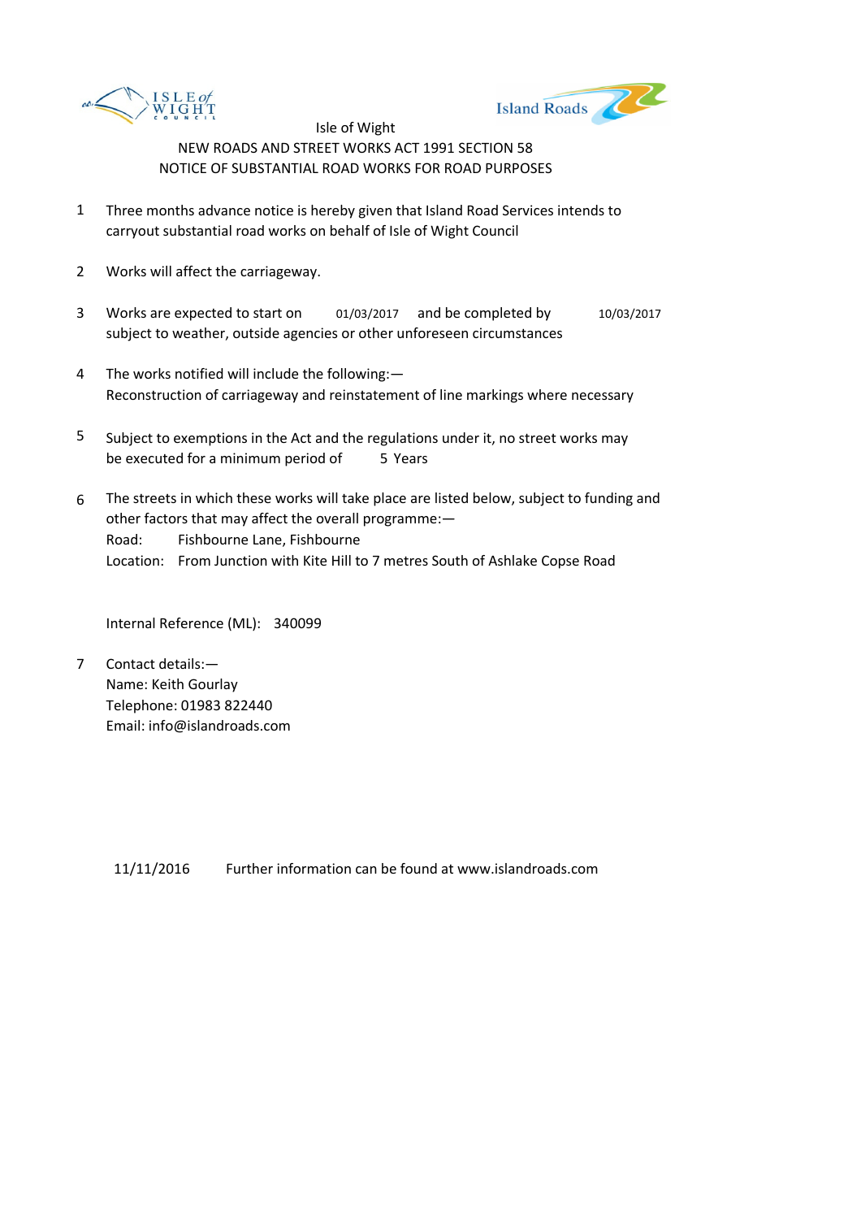Isle of Wight

NEW ROADS AND STREET WORKS ACT 1991 SECTION 58

NOTICE OF SUBSTANTIAL ROAD WORKS FOR ROAD PURPOSES

1. Three months advance notice is hereby given that Island Road Services intends to carryout substantial road works on behalf of Isle of Wight Council

2. Works will affect the carriageway.

3. Works are expected to start on 01/03/2017 and be completed by 10/03/2017 subject to weather, outside agencies or other unforeseen circumstances

4. The works notified will include the following:— Reconstruction of carriageway and reinstatement of line markings where necessary

5. Subject to exemptions in the Act and the regulations under it, no street works may be executed for a minimum period of 5 Years

6. The streets in which these works will take place are listed below, subject to funding and other factors that may affect the overall programme:—
   Road: Fishbourne Lane, Fishbourne
   Location: From Junction with Kite Hill to 7 metres South of Ashlake Copse Road

   Internal Reference (ML): 340099

7. Contact details:—
   Name: Keith Gourlay
   Telephone: 01983 822440
   Email: info@islandroads.com

11/11/2016 Further information can be found at www.islandroads.com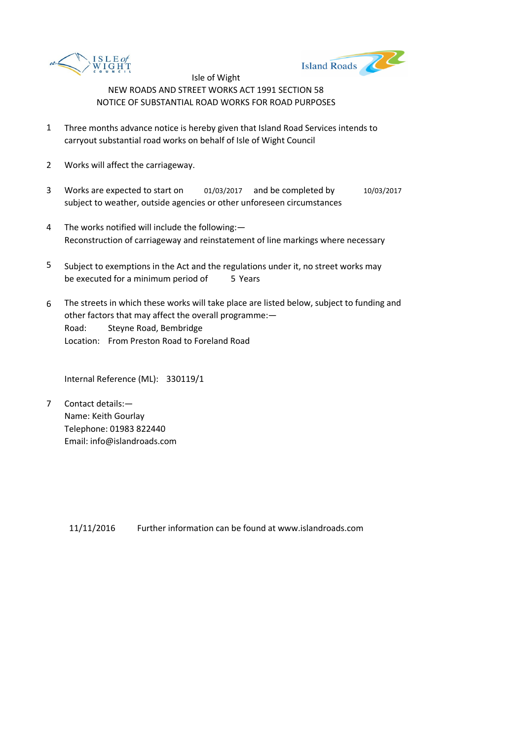Isle of Wight

NEW ROADS AND STREET WORKS ACT 1991 SECTION 58

NOTICE OF SUBSTANTIAL ROAD WORKS FOR ROAD PURPOSES

1. Three months advance notice is hereby given that Island Road Services intends to carryout substantial road works on behalf of Isle of Wight Council

2. Works will affect the carriageway.

3. Works are expected to start on 01/03/2017 and be completed by 10/03/2017 subject to weather, outside agencies or other unforeseen circumstances

4. The works notified will include the following:—
   Reconstruction of carriageway and reinstatement of line markings where necessary

5. Subject to exemptions in the Act and the regulations under it, no street works may be executed for a minimum period of 5 Years

6. The streets in which these works will take place are listed below, subject to funding and other factors that may affect the overall programme:—
   Road: Steyne Road, Bembridge
   Location: From Preston Road to Foreland Road

   Internal Reference (ML): 330119/1

7. Contact details:—
   Name: Keith Gourlay
   Telephone: 01983 822440
   Email: info@islandroads.com

11/11/2016 Further information can be found at www.islandroads.com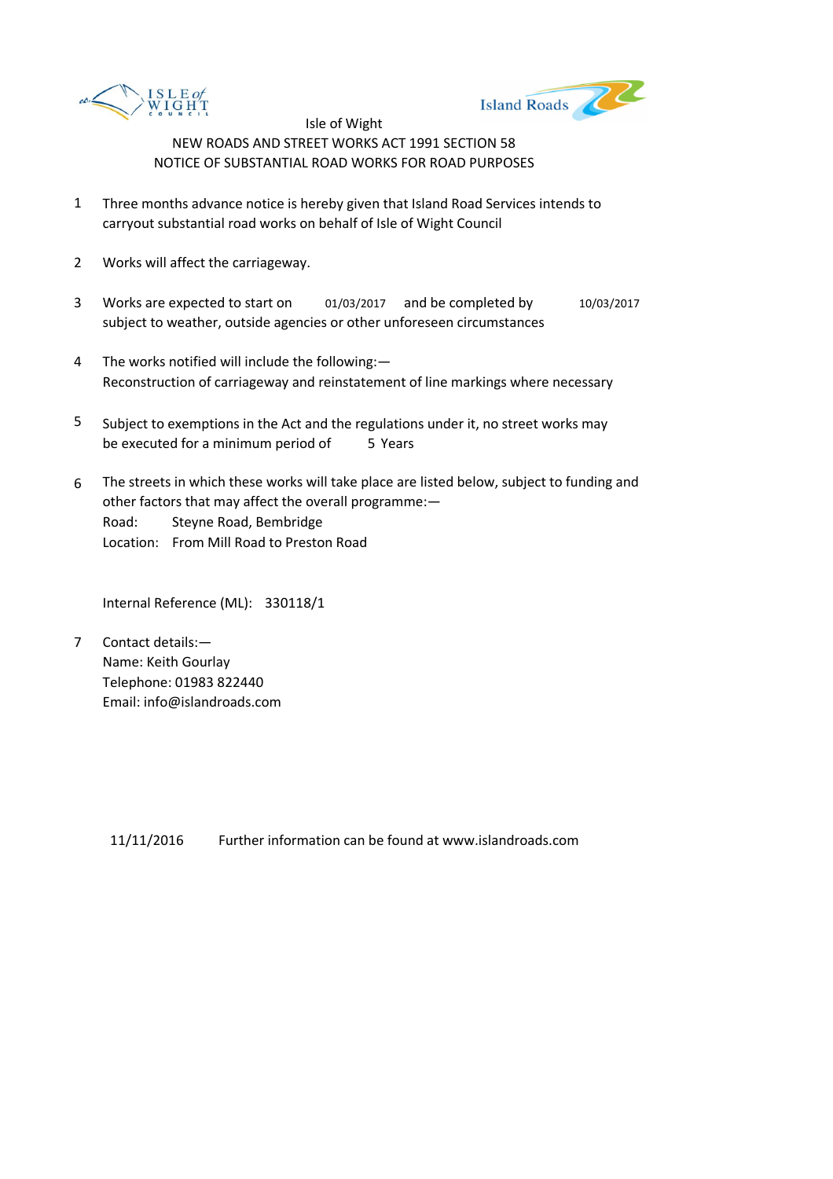Isle of Wight

NEW ROADS AND STREET WORKS ACT 1991 SECTION 58

NOTICE OF SUBSTANTIAL ROAD WORKS FOR ROAD PURPOSES

1. Three months advance notice is hereby given that Island Road Services intends to carryout substantial road works on behalf of Isle of Wight Council

2. Works will affect the carriageway.

3. Works are expected to start on 01/03/2017 and be completed by 10/03/2017 subject to weather, outside agencies or other unforeseen circumstances

4. The works notified will include the following:—
   Reconstruction of carriageway and reinstatement of line markings where necessary

5. Subject to exemptions in the Act and the regulations under it, no street works may be executed for a minimum period of 5 Years

6. The streets in which these works will take place are listed below, subject to funding and other factors that may affect the overall programme:—
   Road: Steyne Road, Bembridge
   Location: From Mill Road to Preston Road

   Internal Reference (ML): 330118/1

7. Contact details:—
   Name: Keith Gourlay
   Telephone: 01983 822440
   Email: info@islandroads.com

11/11/2016 Further information can be found at www.islandroads.com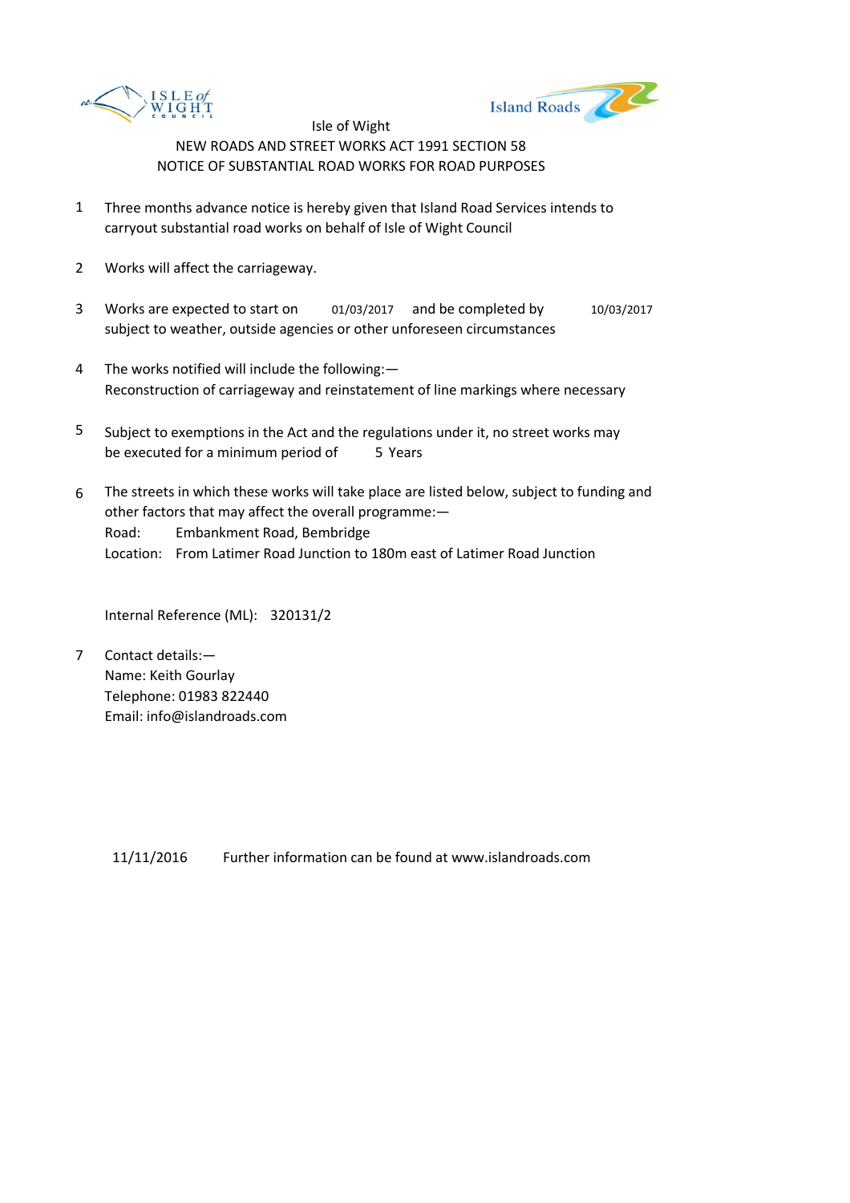Isle of Wight

NEW ROADS AND STREET WORKS ACT 1991 SECTION 58

NOTICE OF SUBSTANTIAL ROAD WORKS FOR ROAD PURPOSES

1. Three months advance notice is hereby given that Island Road Services intends to carryout substantial road works on behalf of Isle of Wight Council

2. Works will affect the carriageway.

3. Works are expected to start on 01/03/2017 and be completed by 10/03/2017 subject to weather, outside agencies or other unforeseen circumstances

4. The works notified will include the following:—
   Reconstruction of carriageway and reinstatement of line markings where necessary

5. Subject to exemptions in the Act and the regulations under it, no street works may be executed for a minimum period of 5 Years

6. The streets in which these works will take place are listed below, subject to funding and other factors that may affect the overall programme:—
   Road: Embankment Road, Bembridge
   Location: From Latimer Road Junction to 180m east of Latimer Road Junction

   Internal Reference (ML): 320131/2

7. Contact details:—
   Name: Keith Gourlay
   Telephone: 01983 822440
   Email: info@islandroads.com

11/11/2016 Further information can be found at www.islandroads.com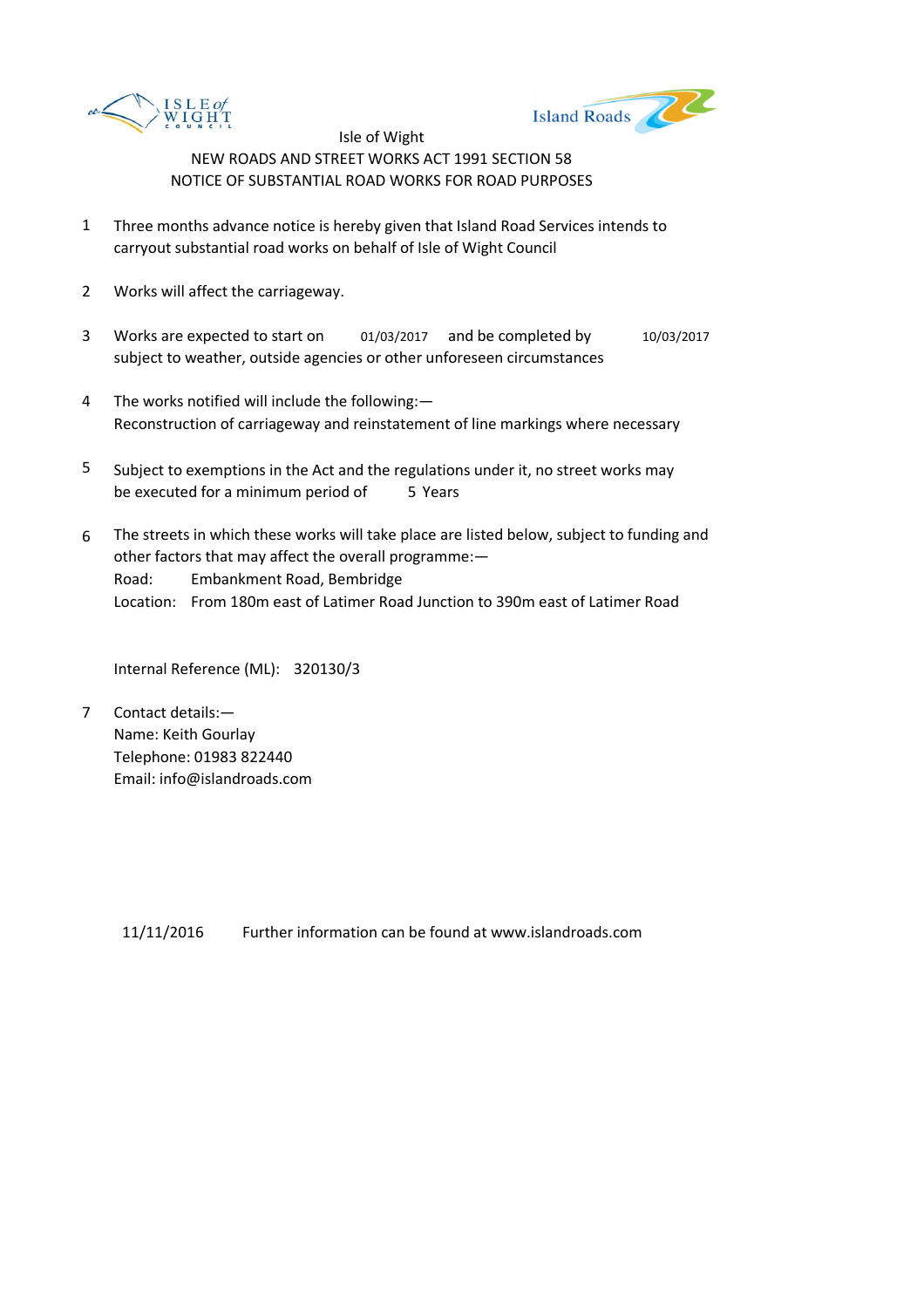Isle of Wight

NEW ROADS AND STREET WORKS ACT 1991 SECTION 58

NOTICE OF SUBSTANTIAL ROAD WORKS FOR ROAD PURPOSES

1. Three months advance notice is hereby given that Island Road Services intends to carryout substantial road works on behalf of Isle of Wight Council

2. Works will affect the carriageway.

3. Works are expected to start on 01/03/2017 and be completed by 10/03/2017 subject to weather, outside agencies or other unforeseen circumstances

4. The works notified will include the following:—
   Reconstruction of carriageway and reinstatement of line markings where necessary

5. Subject to exemptions in the Act and the regulations under it, no street works may be executed for a minimum period of 5 Years

6. The streets in which these works will take place are listed below, subject to funding and other factors that may affect the overall programme:—
   Road: Embankment Road, Bembridge
   Location: From 180m east of Latimer Road Junction to 390m east of Latimer Road

   Internal Reference (ML): 320130/3

7. Contact details:—
   Name: Keith Gourlay
   Telephone: 01983 822440
   Email: info@islandroads.com

11/11/2016 Further information can be found at www.islandroads.com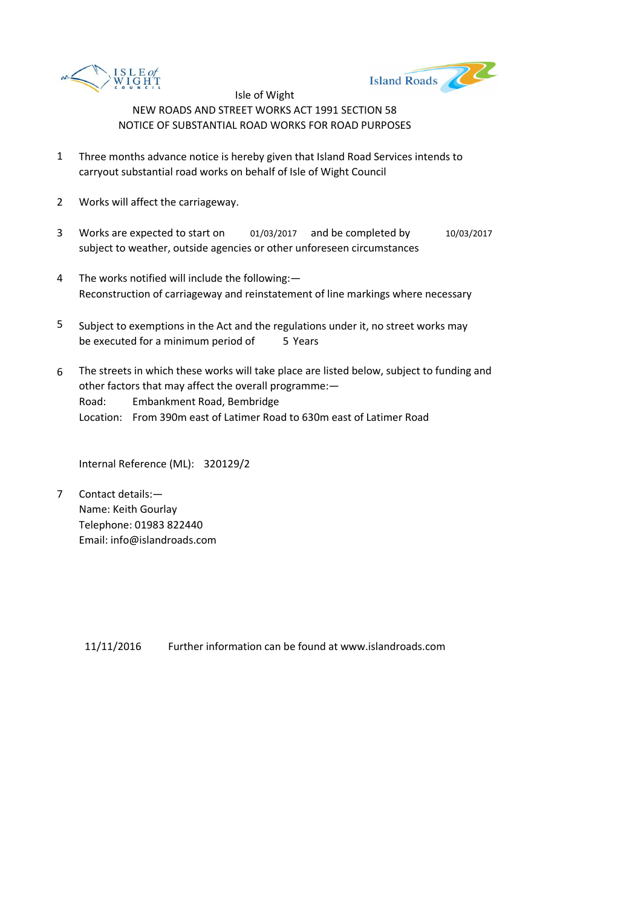Isle of Wight

NEW ROADS AND STREET WORKS ACT 1991 SECTION 58

NOTICE OF SUBSTANTIAL ROAD WORKS FOR ROAD PURPOSES

1. Three months advance notice is hereby given that Island Road Services intends to carryout substantial road works on behalf of Isle of Wight Council

2. Works will affect the carriageway.

3. Works are expected to start on 01/03/2017 and be completed by 10/03/2017 subject to weather, outside agencies or other unforeseen circumstances

4. The works notified will include the following:— Reconstruction of carriageway and reinstatement of line markings where necessary

5. Subject to exemptions in the Act and the regulations under it, no street works may be executed for a minimum period of 5 Years

6. The streets in which these works will take place are listed below, subject to funding and other factors that may affect the overall programme:—
   Road: Embankment Road, Bembridge
   Location: From 390m east of Latimer Road to 630m east of Latimer Road

   Internal Reference (ML): 320129/2

7. Contact details:—
   Name: Keith Gourlay
   Telephone: 01983 822440
   Email: info@islandroads.com

11/11/2016 Further information can be found at www.islandroads.com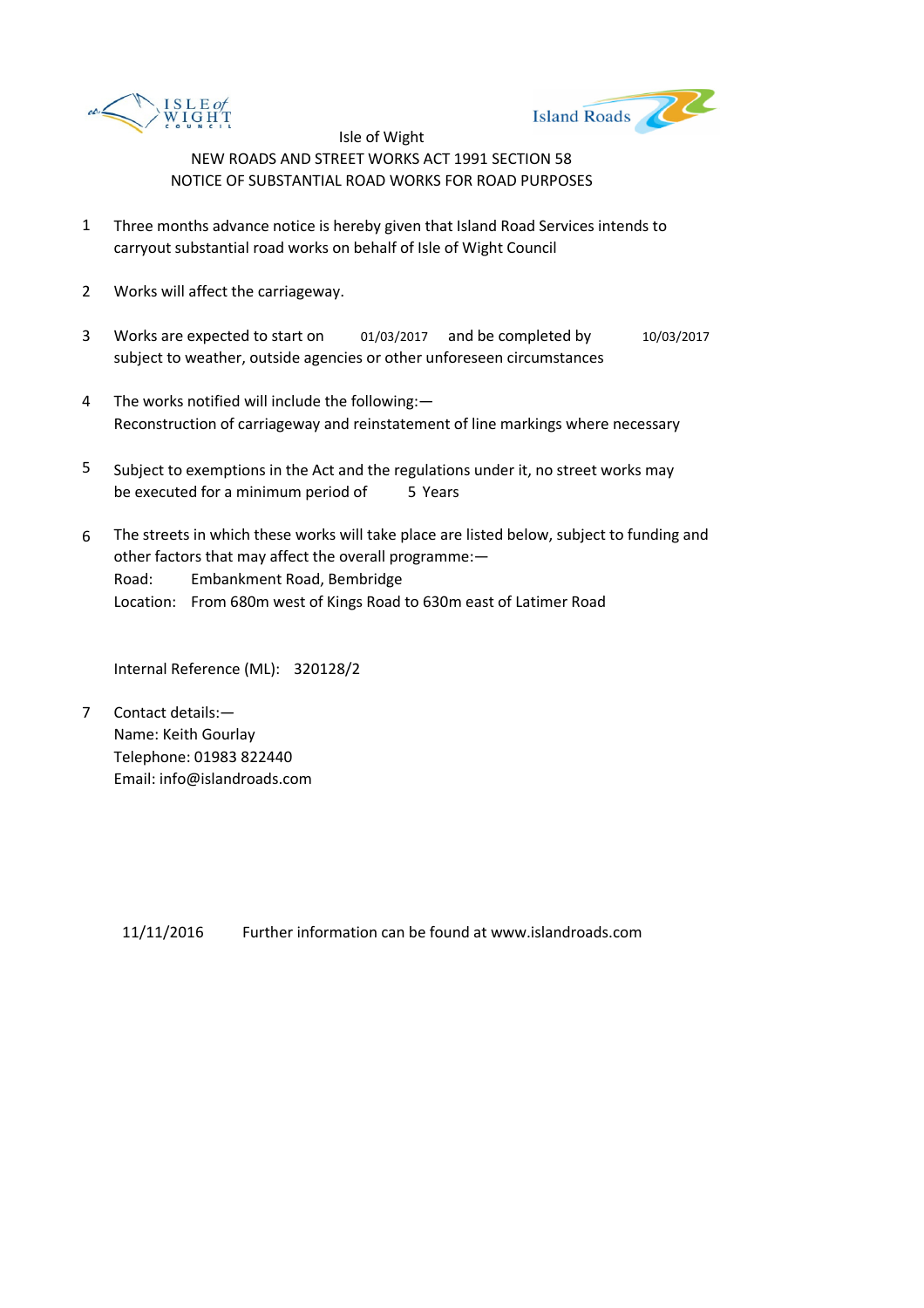Isle of Wight

NEW ROADS AND STREET WORKS ACT 1991 SECTION 58

NOTICE OF SUBSTANTIAL ROAD WORKS FOR ROAD PURPOSES

1. Three months advance notice is hereby given that Island Road Services intends to carryout substantial road works on behalf of Isle of Wight Council

2. Works will affect the carriageway.

3. Works are expected to start on 01/03/2017 and be completed by 10/03/2017 subject to weather, outside agencies or other unforeseen circumstances

4. The works notified will include the following:—
   Reconstruction of carriageway and reinstatement of line markings where necessary

5. Subject to exemptions in the Act and the regulations under it, no street works may be executed for a minimum period of 5 Years

6. The streets in which these works will take place are listed below, subject to funding and other factors that may affect the overall programme:—
   Road: Embankment Road, Bembridge
   Location: From 680m west of Kings Road to 630m east of Latimer Road

   Internal Reference (ML): 320128/2

7. Contact details:—
   Name: Keith Gourlay
   Telephone: 01983 822440
   Email: info@islandroads.com

11/11/2016 Further information can be found at www.islandroads.com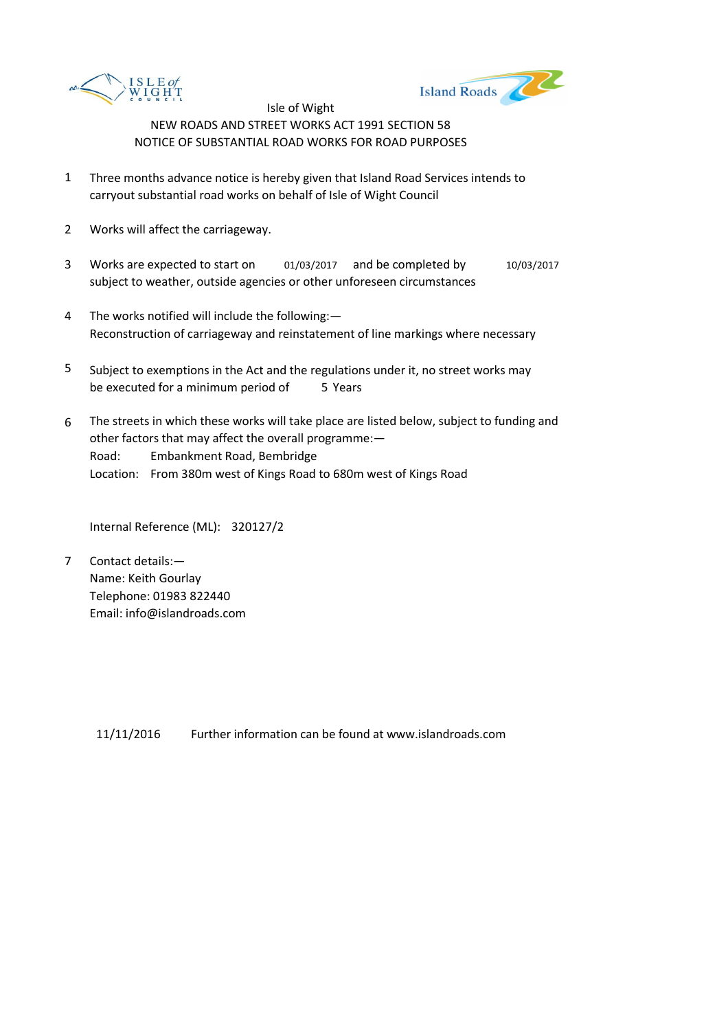Isle of Wight

NEW ROADS AND STREET WORKS ACT 1991 SECTION 58

NOTICE OF SUBSTANTIAL ROAD WORKS FOR ROAD PURPOSES

1. Three months advance notice is hereby given that Island Road Services intends to carryout substantial road works on behalf of Isle of Wight Council

2. Works will affect the carriageway.

3. Works are expected to start on 01/03/2017 and be completed by 10/03/2017 subject to weather, outside agencies or other unforeseen circumstances

4. The works notified will include the following:—
   Reconstruction of carriageway and reinstatement of line markings where necessary

5. Subject to exemptions in the Act and the regulations under it, no street works may be executed for a minimum period of 5 Years

6. The streets in which these works will take place are listed below, subject to funding and other factors that may affect the overall programme:—
   Road: Embankment Road, Bembridge
   Location: From 380m west of Kings Road to 680m west of Kings Road

   Internal Reference (ML): 320127/2

7. Contact details:—
   Name: Keith Gourlay
   Telephone: 01983 822440
   Email: info@islandroads.com

11/11/2016 Further information can be found at www.islandroads.com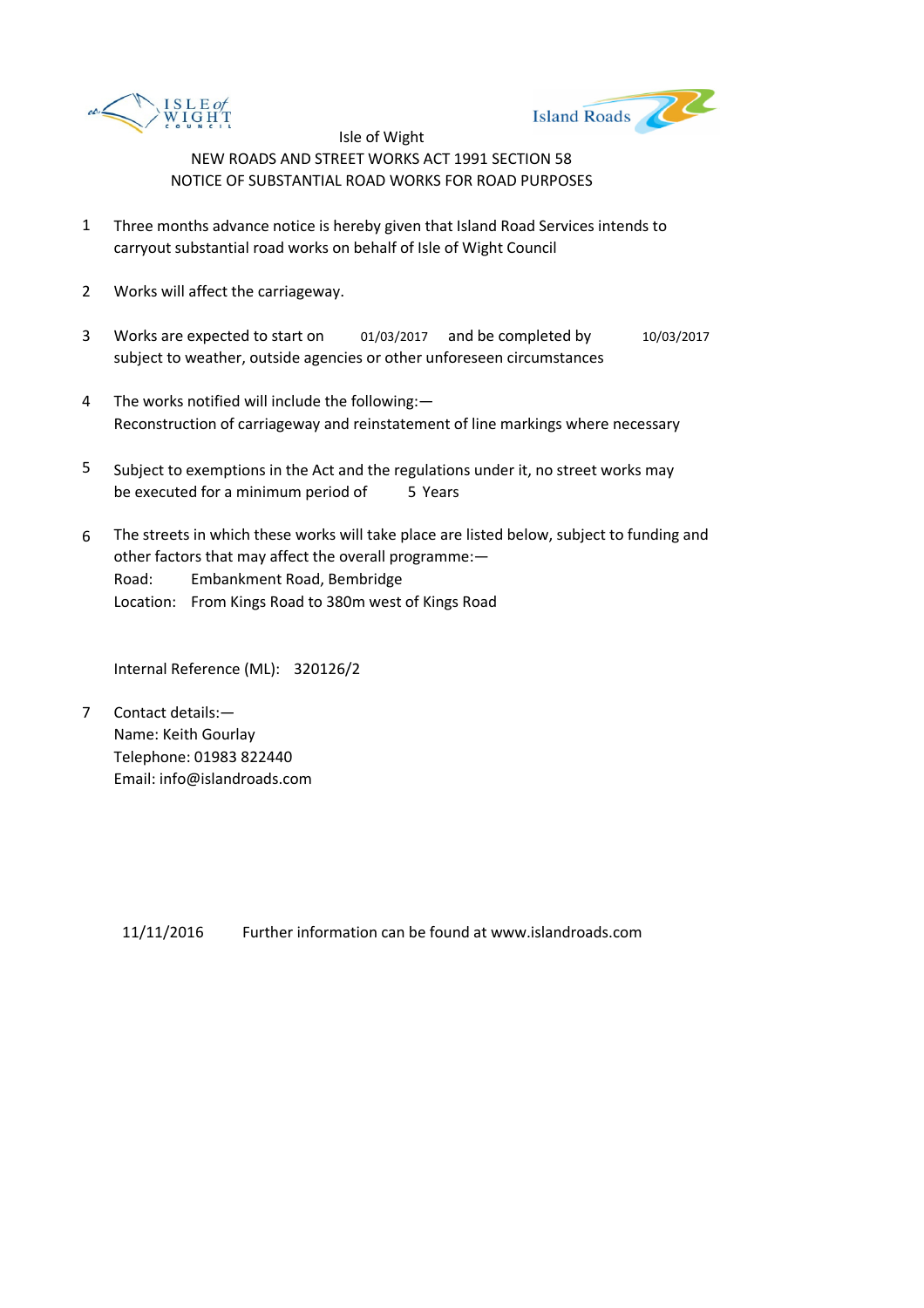Isle of Wight
NEW ROADS AND STREET WORKS ACT 1991 SECTION 58
NOTICE OF SUBSTANTIAL ROAD WORKS FOR ROAD PURPOSES

1. Three months advance notice is hereby given that Island Road Services intends to carryout substantial road works on behalf of Isle of Wight Council

2. Works will affect the carriageway.

3. Works are expected to start on 01/03/2017 and be completed by 10/03/2017 subject to weather, outside agencies or other unforeseen circumstances

4. The works notified will include the following:—
   Reconstruction of carriageway and reinstatement of line markings where necessary

5. Subject to exemptions in the Act and the regulations under it, no street works may be executed for a minimum period of 5 Years

6. The streets in which these works will take place are listed below, subject to funding and other factors that may affect the overall programme:—
   Road: Embankment Road, Bembridge
   Location: From Kings Road to 380m west of Kings Road

   Internal Reference (ML): 320126/2

7. Contact details:—
   Name: Keith Gourlay
   Telephone: 01983 822440
   Email: info@islandroads.com

11/11/2016 Further information can be found at www.islandroads.com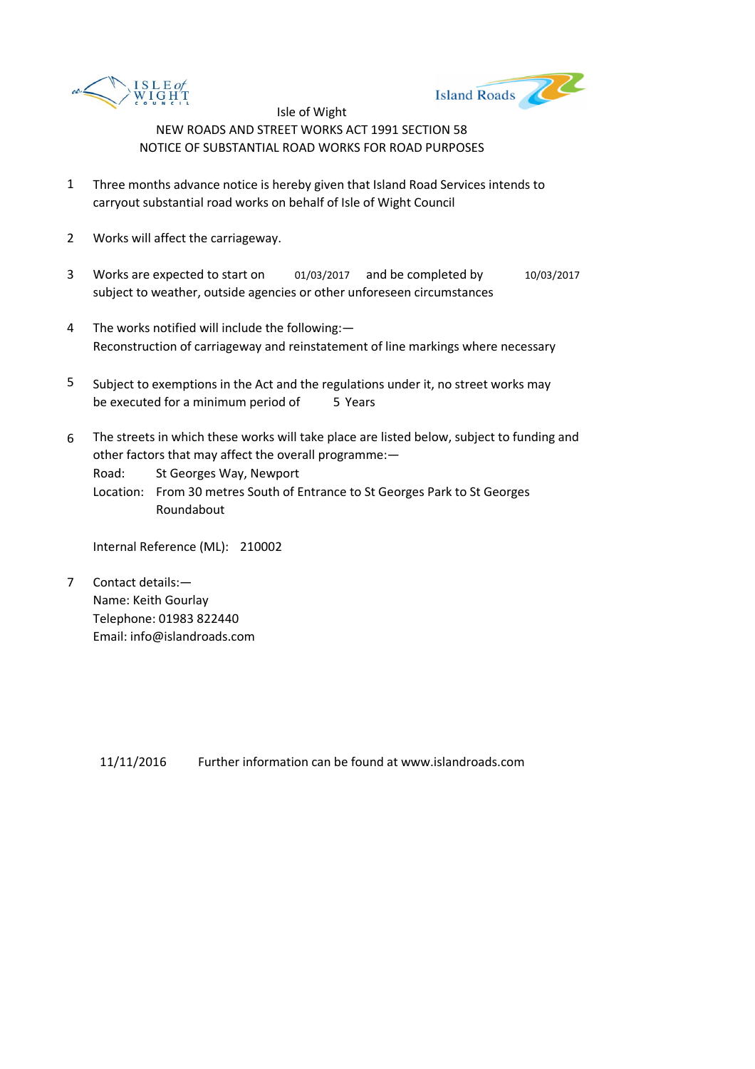Isle of Wight

NEW ROADS AND STREET WORKS ACT 1991 SECTION 58

NOTICE OF SUBSTANTIAL ROAD WORKS FOR ROAD PURPOSES

1. Three months advance notice is hereby given that Island Road Services intends to carryout substantial road works on behalf of Isle of Wight Council

2. Works will affect the carriageway.

3. Works are expected to start on 01/03/2017 and be completed by 10/03/2017 subject to weather, outside agencies or other unforeseen circumstances

4. The works notified will include the following:—
   Reconstruction of carriageway and reinstatement of line markings where necessary

5. Subject to exemptions in the Act and the regulations under it, no street works may be executed for a minimum period of 5 Years

6. The streets in which these works will take place are listed below, subject to funding and other factors that may affect the overall programme:—
   Road: St Georges Way, Newport
   Location: From 30 metres South of Entrance to St Georges Park to St Georges Roundabout

   Internal Reference (ML): 210002

7. Contact details:—
   Name: Keith Gourlay
   Telephone: 01983 822440
   Email: info@islandroads.com

11/11/2016 Further information can be found at www.islandroads.com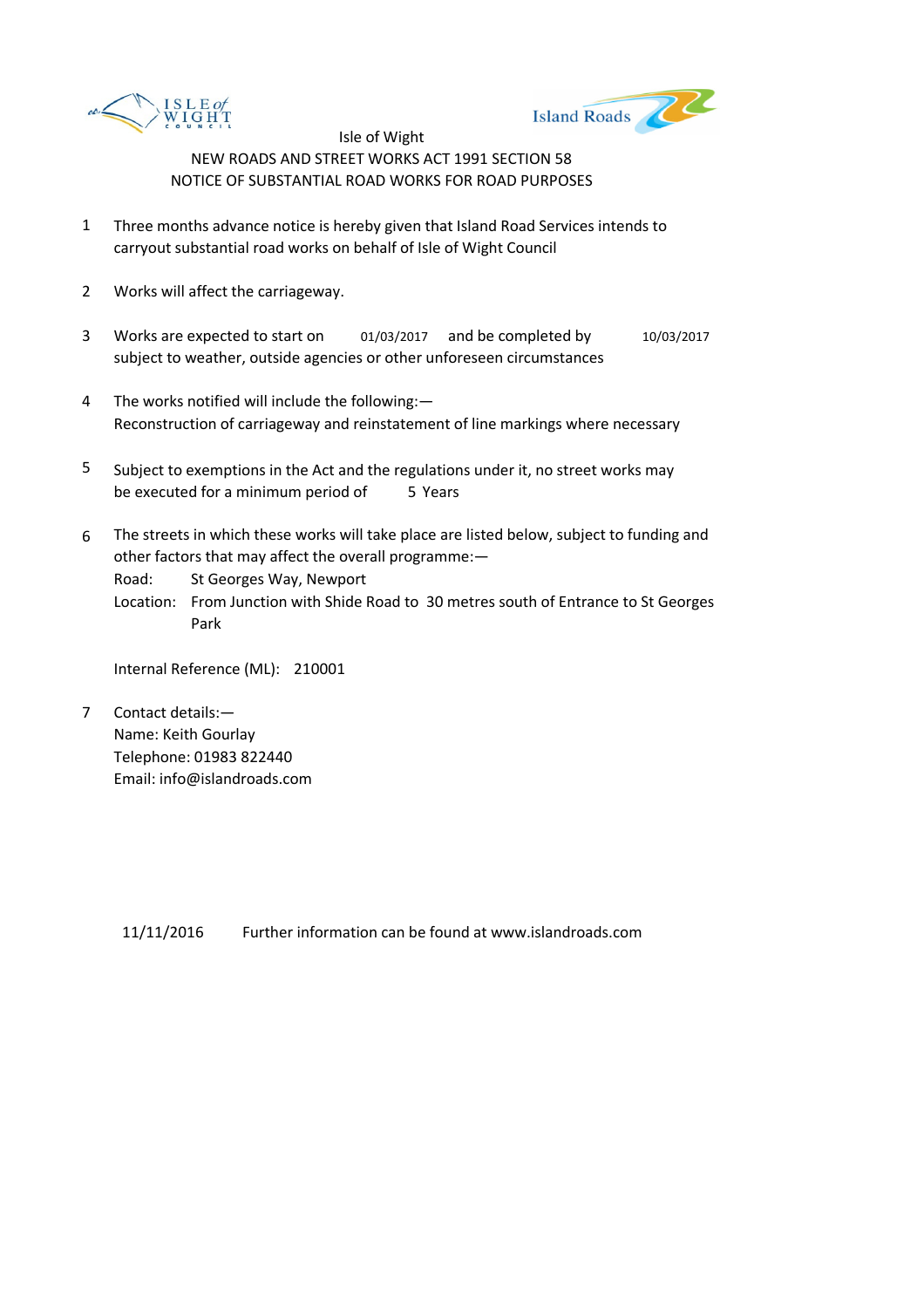Isle of Wight

NEW ROADS AND STREET WORKS ACT 1991 SECTION 58

NOTICE OF SUBSTANTIAL ROAD WORKS FOR ROAD PURPOSES

1. Three months advance notice is hereby given that Island Road Services intends to carryout substantial road works on behalf of Isle of Wight Council

2. Works will affect the carriageway.

3. Works are expected to start on 01/03/2017 and be completed by 10/03/2017 subject to weather, outside agencies or other unforeseen circumstances

4. The works notified will include the following:—
   Reconstruction of carriageway and reinstatement of line markings where necessary

5. Subject to exemptions in the Act and the regulations under it, no street works may be executed for a minimum period of 5 Years

6. The streets in which these works will take place are listed below, subject to funding and other factors that may affect the overall programme:—
   Road: St Georges Way, Newport
   Location: From Junction with Shide Road to 30 metres south of Entrance to St Georges Park

   Internal Reference (ML): 210001

7. Contact details:—
   Name: Keith Gourlay
   Telephone: 01983 822440
   Email: info@islandroads.com

11/11/2016 Further information can be found at www.islandroads.com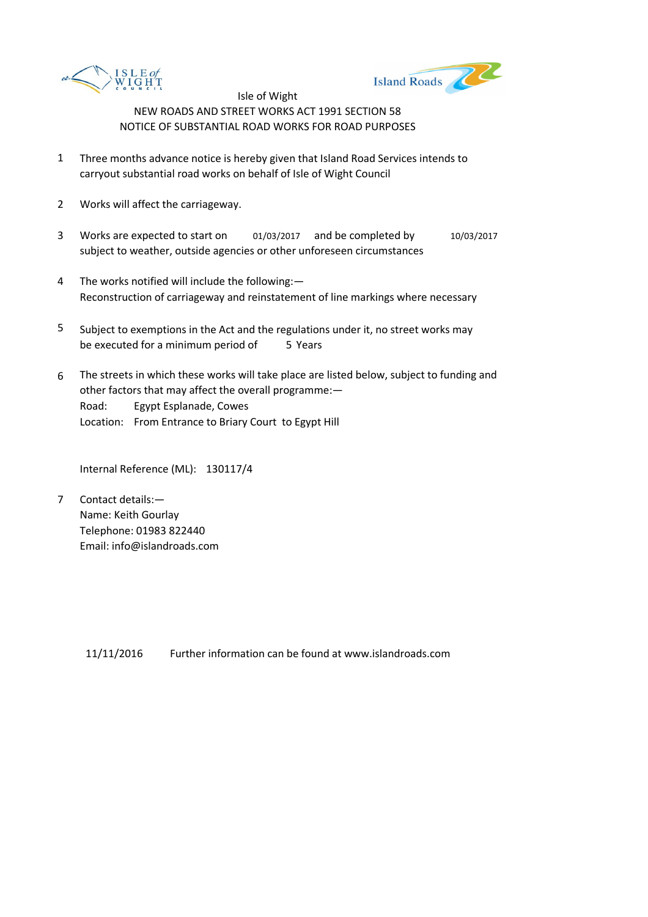Isle of Wight

NEW ROADS AND STREET WORKS ACT 1991 SECTION 58

NOTICE OF SUBSTANTIAL ROAD WORKS FOR ROAD PURPOSES

1. Three months advance notice is hereby given that Island Road Services intends to carryout substantial road works on behalf of Isle of Wight Council

2. Works will affect the carriageway.

3. Works are expected to start on 01/03/2017 and be completed by 10/03/2017 subject to weather, outside agencies or other unforeseen circumstances

4. The works notified will include the following:—
   Reconstruction of carriageway and reinstatement of line markings where necessary

5. Subject to exemptions in the Act and the regulations under it, no street works may be executed for a minimum period of 5 Years

6. The streets in which these works will take place are listed below, subject to funding and other factors that may affect the overall programme:—
   Road: Egypt Esplanade, Cowes
   Location: From Entrance to Briary Court to Egypt Hill

   Internal Reference (ML): 130117/4

7. Contact details:—
   Name: Keith Gourlay
   Telephone: 01983 822440
   Email: info@islandroads.com

11/11/2016 Further information can be found at www.islandroads.com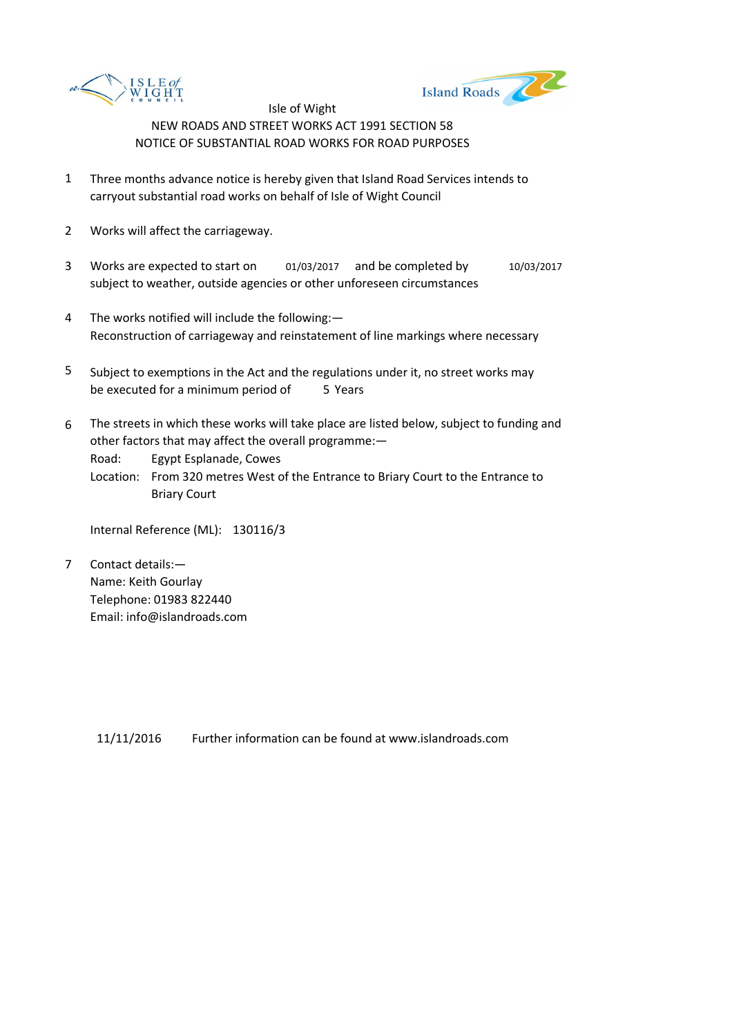Isle of Wight

NEW ROADS AND STREET WORKS ACT 1991 SECTION 58

NOTICE OF SUBSTANTIAL ROAD WORKS FOR ROAD PURPOSES

1. Three months advance notice is hereby given that Island Road Services intends to carryout substantial road works on behalf of Isle of Wight Council

2. Works will affect the carriageway.

3. Works are expected to start on 01/03/2017 and be completed by 10/03/2017 subject to weather, outside agencies or other unforeseen circumstances

4. The works notified will include the following:—
   Reconstruction of carriageway and reinstatement of line markings where necessary

5. Subject to exemptions in the Act and the regulations under it, no street works may be executed for a minimum period of 5 Years

6. The streets in which these works will take place are listed below, subject to funding and other factors that may affect the overall programme:—
   Road: Egypt Esplanade, Cowes
   Location: From 320 metres West of the Entrance to Briary Court to the Entrance to Briary Court

   Internal Reference (ML): 130116/3

7. Contact details:—
   Name: Keith Gourlay
   Telephone: 01983 822440
   Email: info@islandroads.com

11/11/2016 Further information can be found at www.islandroads.com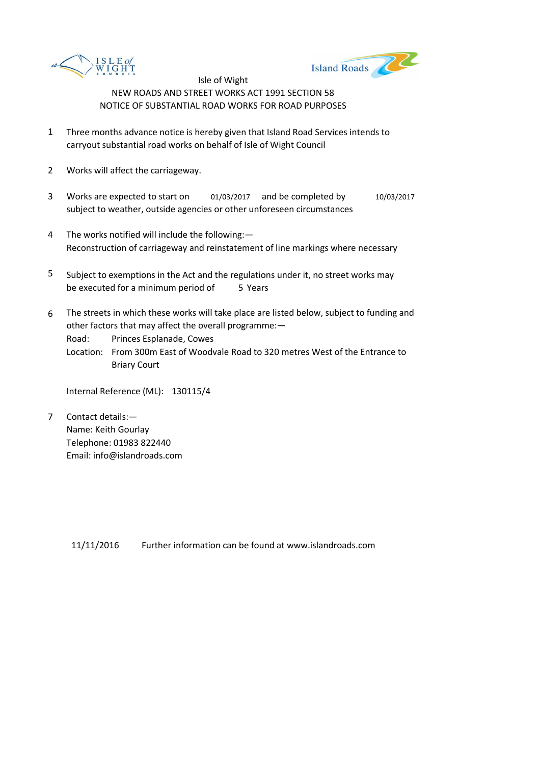Isle of Wight

NEW ROADS AND STREET WORKS ACT 1991 SECTION 58

NOTICE OF SUBSTANTIAL ROAD WORKS FOR ROAD PURPOSES

1. Three months advance notice is hereby given that Island Road Services intends to carryout substantial road works on behalf of Isle of Wight Council

2. Works will affect the carriageway.

3. Works are expected to start on 01/03/2017 and be completed by 10/03/2017 subject to weather, outside agencies or other unforeseen circumstances

4. The works notified will include the following:—
   Reconstruction of carriageway and reinstatement of line markings where necessary

5. Subject to exemptions in the Act and the regulations under it, no street works may be executed for a minimum period of 5 Years

6. The streets in which these works will take place are listed below, subject to funding and other factors that may affect the overall programme:—
   Road: Princes Esplanade, Cowes
   Location: From 300m East of Woodvale Road to 320 metres West of the Entrance to Briary Court

   Internal Reference (ML): 130115/4

7. Contact details:—
   Name: Keith Gourlay
   Telephone: 01983 822440
   Email: info@islandroads.com

11/11/2016 Further information can be found at www.islandroads.com